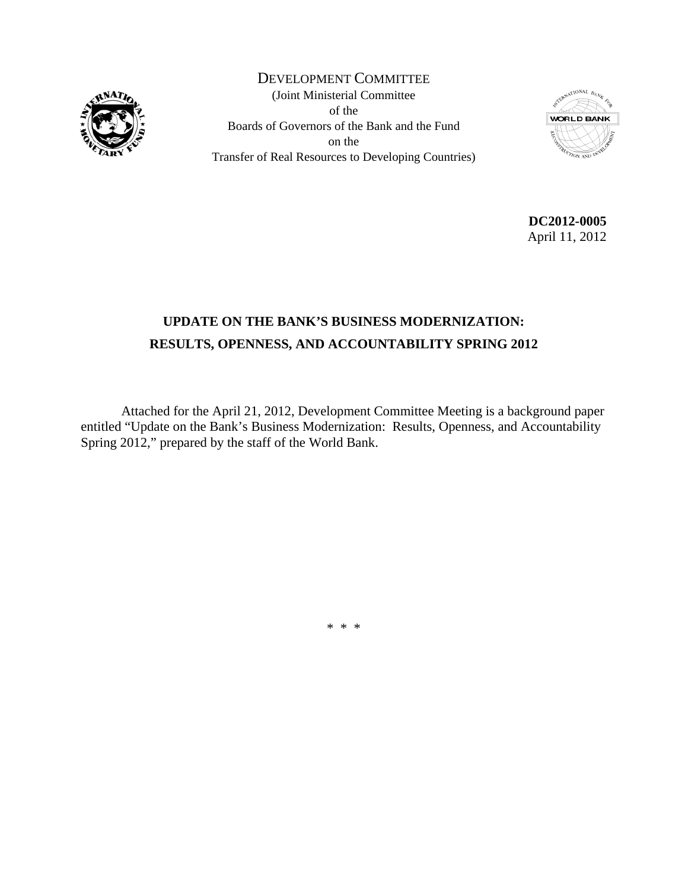DEVELOPMENT COMMITTEE
(Joint Ministerial Committee
of the
Boards of Governors of the Bank and the Fund
on the
Transfer of Real Resources to Developing Countries)

**DC2012-0005**
April 11, 2012

## UPDATE ON THE BANK'S BUSINESS MODERNIZATION: RESULTS, OPENNESS, AND ACCOUNTABILITY SPRING 2012

Attached for the April 21, 2012, Development Committee Meeting is a background paper entitled "Update on the Bank's Business Modernization: Results, Openness, and Accountability Spring 2012," prepared by the staff of the World Bank.

\* \* \*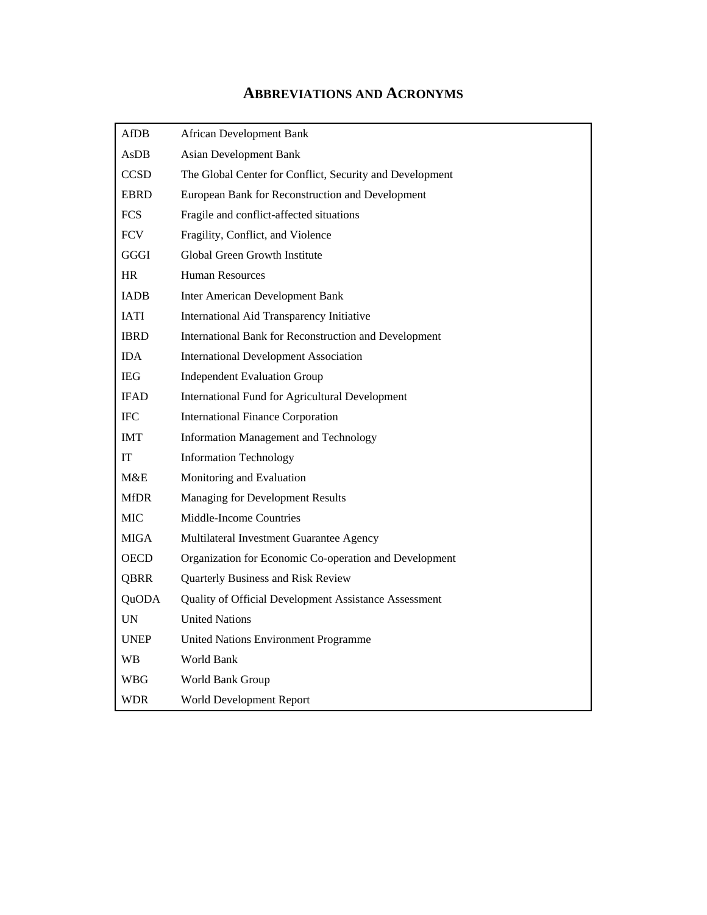# Abbreviations and Acronyms

| | |
|---|---|
| AfDB | African Development Bank |
| AsDB | Asian Development Bank |
| CCSD | The Global Center for Conflict, Security and Development |
| EBRD | European Bank for Reconstruction and Development |
| FCS | Fragile and conflict-affected situations |
| FCV | Fragility, Conflict, and Violence |
| GGGI | Global Green Growth Institute |
| HR | Human Resources |
| IADB | Inter American Development Bank |
| IATI | International Aid Transparency Initiative |
| IBRD | International Bank for Reconstruction and Development |
| IDA | International Development Association |
| IEG | Independent Evaluation Group |
| IFAD | International Fund for Agricultural Development |
| IFC | International Finance Corporation |
| IMT | Information Management and Technology |
| IT | Information Technology |
| M&E | Monitoring and Evaluation |
| MfDR | Managing for Development Results |
| MIC | Middle-Income Countries |
| MIGA | Multilateral Investment Guarantee Agency |
| OECD | Organization for Economic Co-operation and Development |
| QBRR | Quarterly Business and Risk Review |
| QuODA | Quality of Official Development Assistance Assessment |
| UN | United Nations |
| UNEP | United Nations Environment Programme |
| WB | World Bank |
| WBG | World Bank Group |
| WDR | World Development Report |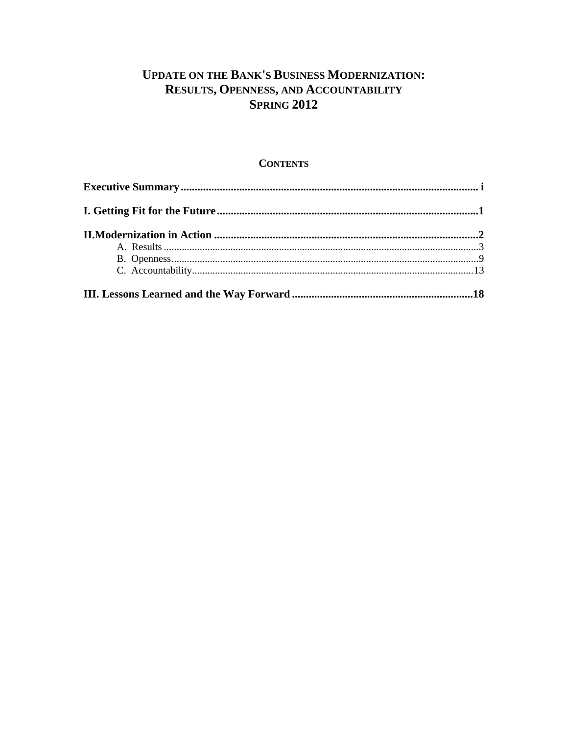# UPDATE ON THE BANK'S BUSINESS MODERNIZATION: RESULTS, OPENNESS, AND ACCOUNTABILITY SPRING 2012

## CONTENTS

**Executive Summary** .......... i

**I. Getting Fit for the Future** .......... 1

**II. Modernization in Action** .......... 2

- A. Results .......... 3
- B. Openness .......... 9
- C. Accountability .......... 13

**III. Lessons Learned and the Way Forward** .......... 18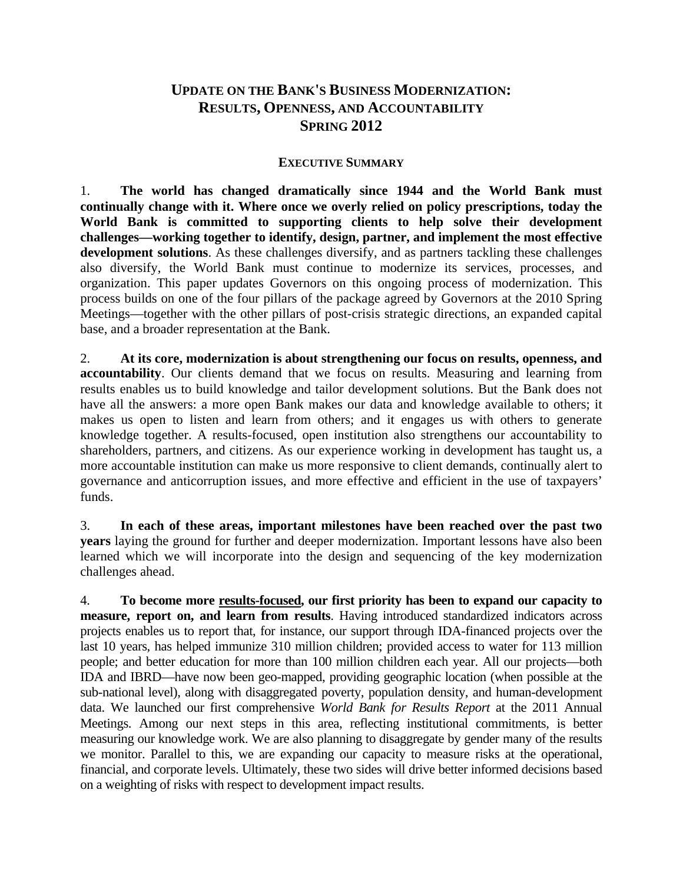# UPDATE ON THE BANK'S BUSINESS MODERNIZATION: RESULTS, OPENNESS, AND ACCOUNTABILITY SPRING 2012

## EXECUTIVE SUMMARY

1. **The world has changed dramatically since 1944 and the World Bank must continually change with it. Where once we overly relied on policy prescriptions, today the World Bank is committed to supporting clients to help solve their development challenges—working together to identify, design, partner, and implement the most effective development solutions**. As these challenges diversify, and as partners tackling these challenges also diversify, the World Bank must continue to modernize its services, processes, and organization. This paper updates Governors on this ongoing process of modernization. This process builds on one of the four pillars of the package agreed by Governors at the 2010 Spring Meetings—together with the other pillars of post-crisis strategic directions, an expanded capital base, and a broader representation at the Bank.

2. **At its core, modernization is about strengthening our focus on results, openness, and accountability**. Our clients demand that we focus on results. Measuring and learning from results enables us to build knowledge and tailor development solutions. But the Bank does not have all the answers: a more open Bank makes our data and knowledge available to others; it makes us open to listen and learn from others; and it engages us with others to generate knowledge together. A results-focused, open institution also strengthens our accountability to shareholders, partners, and citizens. As our experience working in development has taught us, a more accountable institution can make us more responsive to client demands, continually alert to governance and anticorruption issues, and more effective and efficient in the use of taxpayers' funds.

3. **In each of these areas, important milestones have been reached over the past two years** laying the ground for further and deeper modernization. Important lessons have also been learned which we will incorporate into the design and sequencing of the key modernization challenges ahead.

4. **To become more <u>results-focused</u>, our first priority has been to expand our capacity to measure, report on, and learn from results**. Having introduced standardized indicators across projects enables us to report that, for instance, our support through IDA-financed projects over the last 10 years, has helped immunize 310 million children; provided access to water for 113 million people; and better education for more than 100 million children each year. All our projects—both IDA and IBRD—have now been geo-mapped, providing geographic location (when possible at the sub-national level), along with disaggregated poverty, population density, and human-development data. We launched our first comprehensive *World Bank for Results Report* at the 2011 Annual Meetings. Among our next steps in this area, reflecting institutional commitments, is better measuring our knowledge work. We are also planning to disaggregate by gender many of the results we monitor. Parallel to this, we are expanding our capacity to measure risks at the operational, financial, and corporate levels. Ultimately, these two sides will drive better informed decisions based on a weighting of risks with respect to development impact results.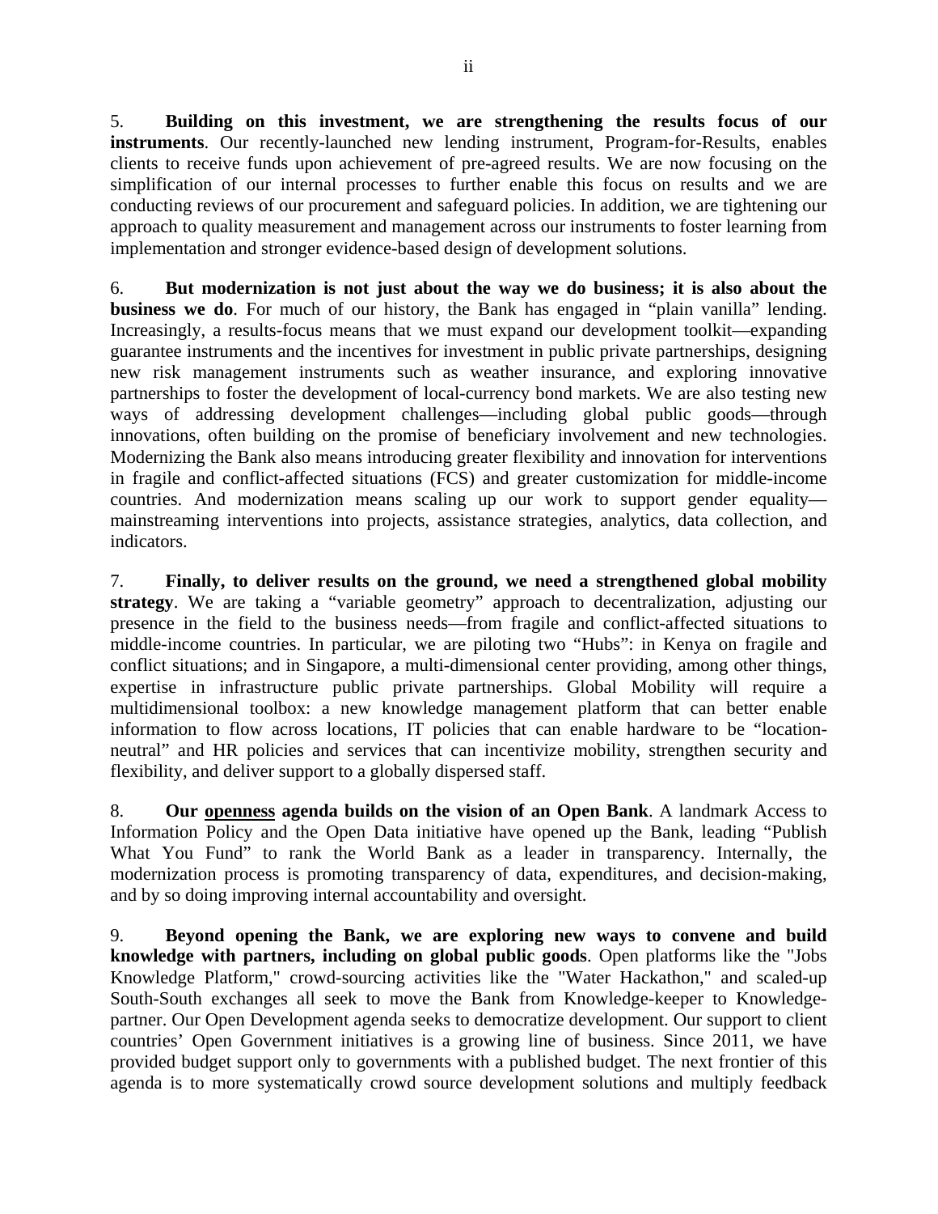5. **Building on this investment, we are strengthening the results focus of our instruments**. Our recently-launched new lending instrument, Program-for-Results, enables clients to receive funds upon achievement of pre-agreed results. We are now focusing on the simplification of our internal processes to further enable this focus on results and we are conducting reviews of our procurement and safeguard policies. In addition, we are tightening our approach to quality measurement and management across our instruments to foster learning from implementation and stronger evidence-based design of development solutions.

6. **But modernization is not just about the way we do business; it is also about the business we do**. For much of our history, the Bank has engaged in "plain vanilla" lending. Increasingly, a results-focus means that we must expand our development toolkit—expanding guarantee instruments and the incentives for investment in public private partnerships, designing new risk management instruments such as weather insurance, and exploring innovative partnerships to foster the development of local-currency bond markets. We are also testing new ways of addressing development challenges—including global public goods—through innovations, often building on the promise of beneficiary involvement and new technologies. Modernizing the Bank also means introducing greater flexibility and innovation for interventions in fragile and conflict-affected situations (FCS) and greater customization for middle-income countries. And modernization means scaling up our work to support gender equality—mainstreaming interventions into projects, assistance strategies, analytics, data collection, and indicators.

7. **Finally, to deliver results on the ground, we need a strengthened global mobility strategy**. We are taking a "variable geometry" approach to decentralization, adjusting our presence in the field to the business needs—from fragile and conflict-affected situations to middle-income countries. In particular, we are piloting two "Hubs": in Kenya on fragile and conflict situations; and in Singapore, a multi-dimensional center providing, among other things, expertise in infrastructure public private partnerships. Global Mobility will require a multidimensional toolbox: a new knowledge management platform that can better enable information to flow across locations, IT policies that can enable hardware to be "location-neutral" and HR policies and services that can incentivize mobility, strengthen security and flexibility, and deliver support to a globally dispersed staff.

8. **Our <u>openness</u> agenda builds on the vision of an Open Bank**. A landmark Access to Information Policy and the Open Data initiative have opened up the Bank, leading "Publish What You Fund" to rank the World Bank as a leader in transparency. Internally, the modernization process is promoting transparency of data, expenditures, and decision-making, and by so doing improving internal accountability and oversight.

9. **Beyond opening the Bank, we are exploring new ways to convene and build knowledge with partners, including on global public goods**. Open platforms like the "Jobs Knowledge Platform," crowd-sourcing activities like the "Water Hackathon," and scaled-up South-South exchanges all seek to move the Bank from Knowledge-keeper to Knowledge-partner. Our Open Development agenda seeks to democratize development. Our support to client countries' Open Government initiatives is a growing line of business. Since 2011, we have provided budget support only to governments with a published budget. The next frontier of this agenda is to more systematically crowd source development solutions and multiply feedback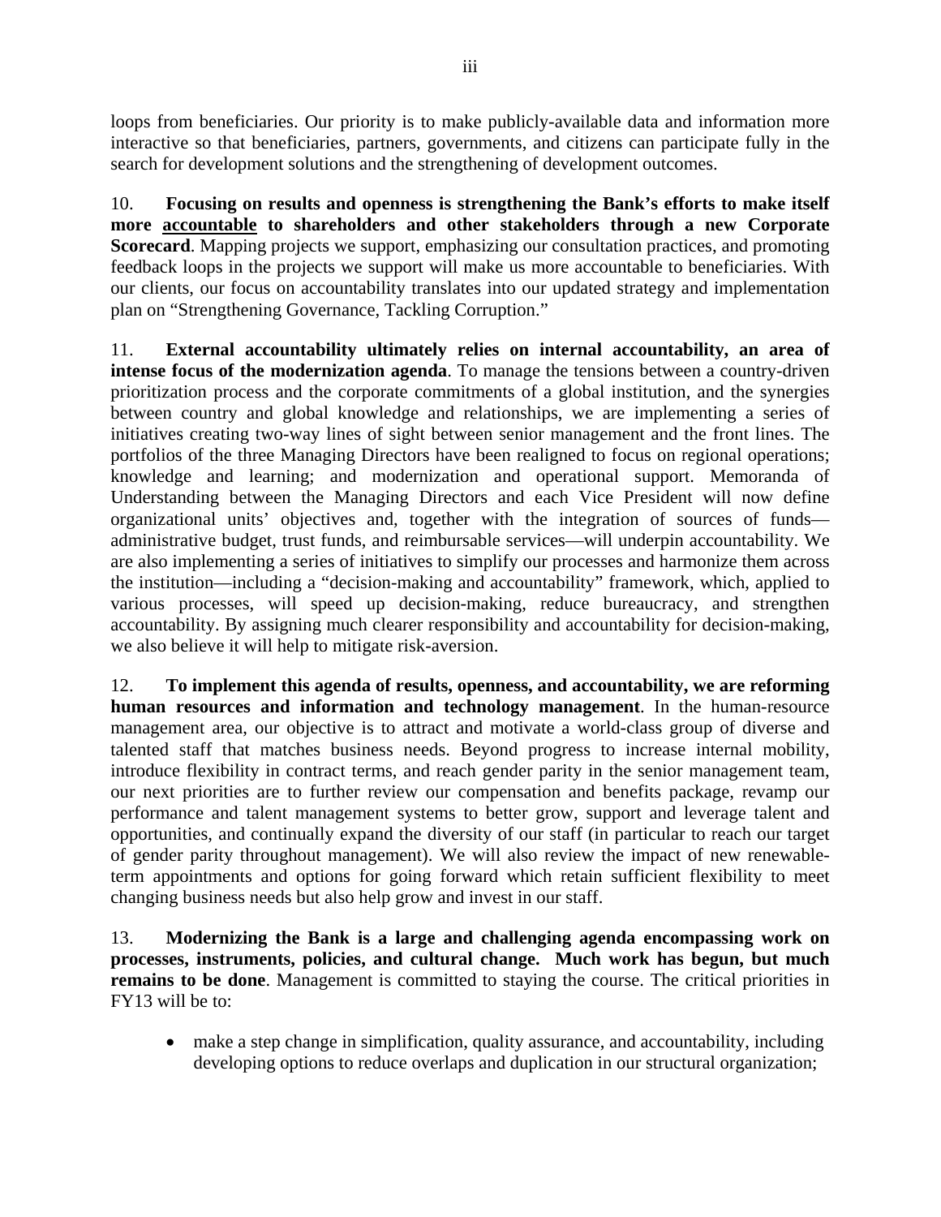loops from beneficiaries. Our priority is to make publicly-available data and information more interactive so that beneficiaries, partners, governments, and citizens can participate fully in the search for development solutions and the strengthening of development outcomes.

10. **Focusing on results and openness is strengthening the Bank's efforts to make itself more <u>accountable</u> to shareholders and other stakeholders through a new Corporate Scorecard**. Mapping projects we support, emphasizing our consultation practices, and promoting feedback loops in the projects we support will make us more accountable to beneficiaries. With our clients, our focus on accountability translates into our updated strategy and implementation plan on "Strengthening Governance, Tackling Corruption."

11. **External accountability ultimately relies on internal accountability, an area of intense focus of the modernization agenda**. To manage the tensions between a country-driven prioritization process and the corporate commitments of a global institution, and the synergies between country and global knowledge and relationships, we are implementing a series of initiatives creating two-way lines of sight between senior management and the front lines. The portfolios of the three Managing Directors have been realigned to focus on regional operations; knowledge and learning; and modernization and operational support. Memoranda of Understanding between the Managing Directors and each Vice President will now define organizational units' objectives and, together with the integration of sources of funds—administrative budget, trust funds, and reimbursable services—will underpin accountability. We are also implementing a series of initiatives to simplify our processes and harmonize them across the institution—including a "decision-making and accountability" framework, which, applied to various processes, will speed up decision-making, reduce bureaucracy, and strengthen accountability. By assigning much clearer responsibility and accountability for decision-making, we also believe it will help to mitigate risk-aversion.

12. **To implement this agenda of results, openness, and accountability, we are reforming human resources and information and technology management**. In the human-resource management area, our objective is to attract and motivate a world-class group of diverse and talented staff that matches business needs. Beyond progress to increase internal mobility, introduce flexibility in contract terms, and reach gender parity in the senior management team, our next priorities are to further review our compensation and benefits package, revamp our performance and talent management systems to better grow, support and leverage talent and opportunities, and continually expand the diversity of our staff (in particular to reach our target of gender parity throughout management). We will also review the impact of new renewable-term appointments and options for going forward which retain sufficient flexibility to meet changing business needs but also help grow and invest in our staff.

13. **Modernizing the Bank is a large and challenging agenda encompassing work on processes, instruments, policies, and cultural change. Much work has begun, but much remains to be done**. Management is committed to staying the course. The critical priorities in FY13 will be to:

- make a step change in simplification, quality assurance, and accountability, including developing options to reduce overlaps and duplication in our structural organization;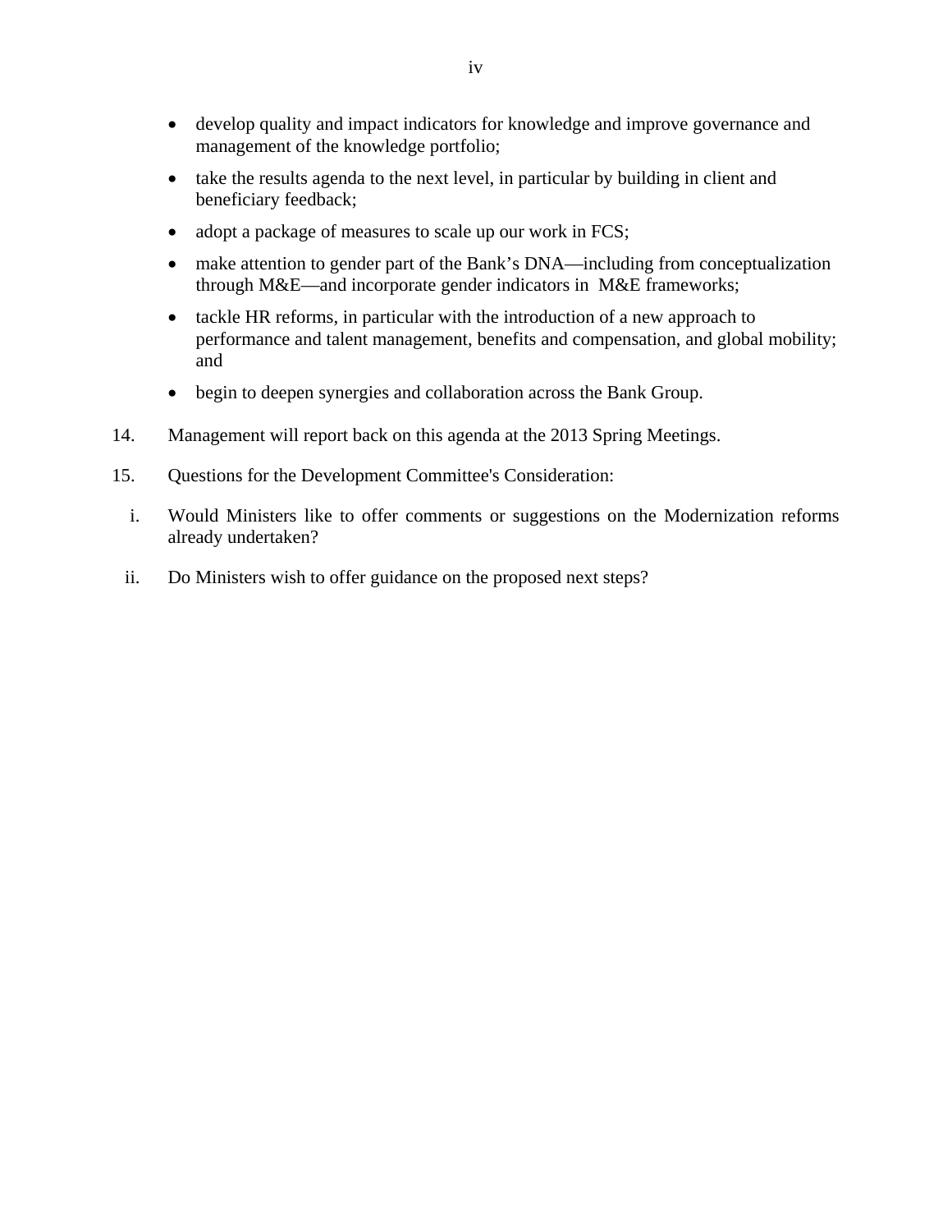- develop quality and impact indicators for knowledge and improve governance and management of the knowledge portfolio;
- take the results agenda to the next level, in particular by building in client and beneficiary feedback;
- adopt a package of measures to scale up our work in FCS;
- make attention to gender part of the Bank's DNA—including from conceptualization through M&E—and incorporate gender indicators in M&E frameworks;
- tackle HR reforms, in particular with the introduction of a new approach to performance and talent management, benefits and compensation, and global mobility; and
- begin to deepen synergies and collaboration across the Bank Group.

14. Management will report back on this agenda at the 2013 Spring Meetings.

15. Questions for the Development Committee's Consideration:

  i. Would Ministers like to offer comments or suggestions on the Modernization reforms already undertaken?

  ii. Do Ministers wish to offer guidance on the proposed next steps?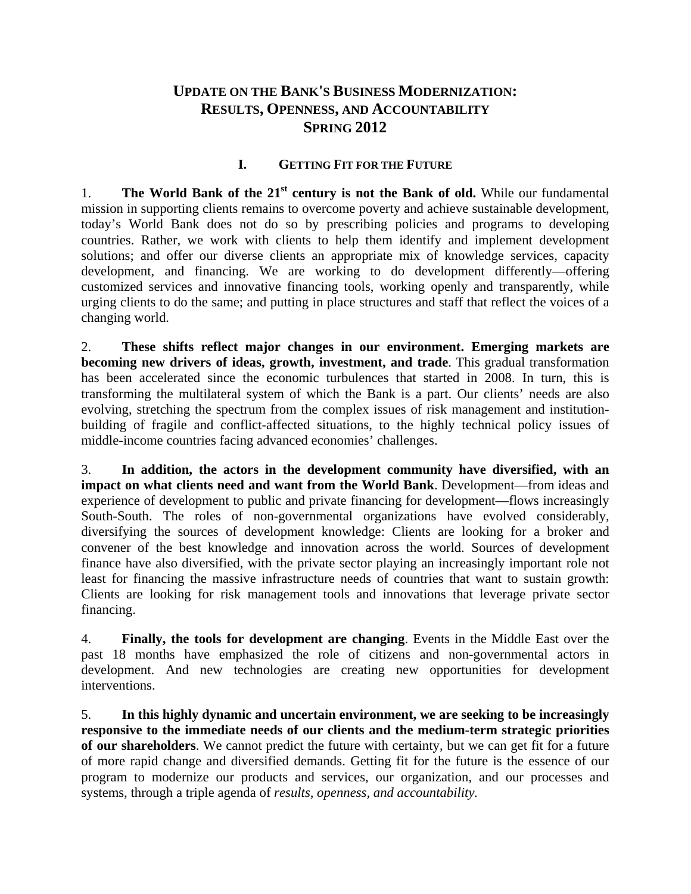# UPDATE ON THE BANK'S BUSINESS MODERNIZATION: RESULTS, OPENNESS, AND ACCOUNTABILITY SPRING 2012

## I. GETTING FIT FOR THE FUTURE

1. **The World Bank of the 21st century is not the Bank of old.** While our fundamental mission in supporting clients remains to overcome poverty and achieve sustainable development, today's World Bank does not do so by prescribing policies and programs to developing countries. Rather, we work with clients to help them identify and implement development solutions; and offer our diverse clients an appropriate mix of knowledge services, capacity development, and financing. We are working to do development differently—offering customized services and innovative financing tools, working openly and transparently, while urging clients to do the same; and putting in place structures and staff that reflect the voices of a changing world.

2. **These shifts reflect major changes in our environment. Emerging markets are becoming new drivers of ideas, growth, investment, and trade**. This gradual transformation has been accelerated since the economic turbulences that started in 2008. In turn, this is transforming the multilateral system of which the Bank is a part. Our clients' needs are also evolving, stretching the spectrum from the complex issues of risk management and institution-building of fragile and conflict-affected situations, to the highly technical policy issues of middle-income countries facing advanced economies' challenges.

3. **In addition, the actors in the development community have diversified, with an impact on what clients need and want from the World Bank**. Development—from ideas and experience of development to public and private financing for development—flows increasingly South-South. The roles of non-governmental organizations have evolved considerably, diversifying the sources of development knowledge: Clients are looking for a broker and convener of the best knowledge and innovation across the world. Sources of development finance have also diversified, with the private sector playing an increasingly important role not least for financing the massive infrastructure needs of countries that want to sustain growth: Clients are looking for risk management tools and innovations that leverage private sector financing.

4. **Finally, the tools for development are changing**. Events in the Middle East over the past 18 months have emphasized the role of citizens and non-governmental actors in development. And new technologies are creating new opportunities for development interventions.

5. **In this highly dynamic and uncertain environment, we are seeking to be increasingly responsive to the immediate needs of our clients and the medium-term strategic priorities of our shareholders**. We cannot predict the future with certainty, but we can get fit for a future of more rapid change and diversified demands. Getting fit for the future is the essence of our program to modernize our products and services, our organization, and our processes and systems, through a triple agenda of *results, openness, and accountability.*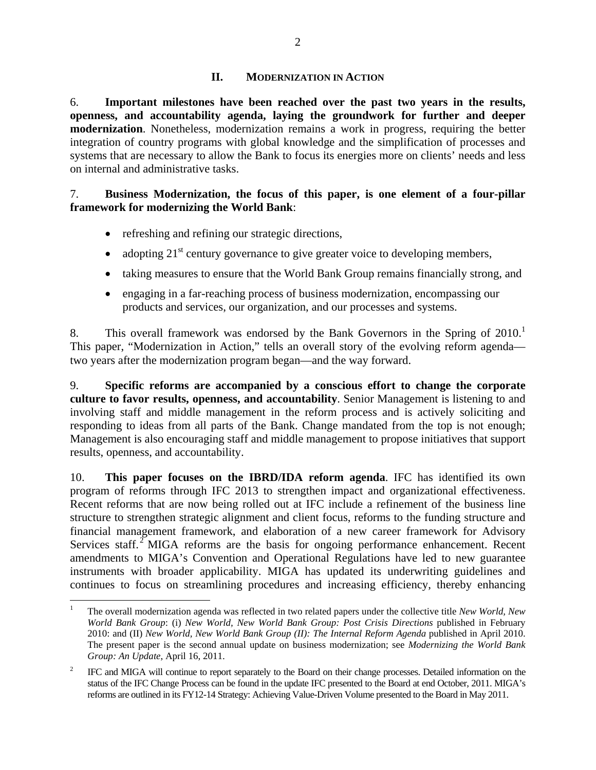## II. MODERNIZATION IN ACTION

6. **Important milestones have been reached over the past two years in the results, openness, and accountability agenda, laying the groundwork for further and deeper modernization**. Nonetheless, modernization remains a work in progress, requiring the better integration of country programs with global knowledge and the simplification of processes and systems that are necessary to allow the Bank to focus its energies more on clients' needs and less on internal and administrative tasks.

7. **Business Modernization, the focus of this paper, is one element of a four-pillar framework for modernizing the World Bank**:

- refreshing and refining our strategic directions,
- adopting 21st century governance to give greater voice to developing members,
- taking measures to ensure that the World Bank Group remains financially strong, and
- engaging in a far-reaching process of business modernization, encompassing our products and services, our organization, and our processes and systems.

8. This overall framework was endorsed by the Bank Governors in the Spring of 2010.[1] This paper, "Modernization in Action," tells an overall story of the evolving reform agenda—two years after the modernization program began—and the way forward.

9. **Specific reforms are accompanied by a conscious effort to change the corporate culture to favor results, openness, and accountability**. Senior Management is listening to and involving staff and middle management in the reform process and is actively soliciting and responding to ideas from all parts of the Bank. Change mandated from the top is not enough; Management is also encouraging staff and middle management to propose initiatives that support results, openness, and accountability.

10. **This paper focuses on the IBRD/IDA reform agenda**. IFC has identified its own program of reforms through IFC 2013 to strengthen impact and organizational effectiveness. Recent reforms that are now being rolled out at IFC include a refinement of the business line structure to strengthen strategic alignment and client focus, reforms to the funding structure and financial management framework, and elaboration of a new career framework for Advisory Services staff.[2] MIGA reforms are the basis for ongoing performance enhancement. Recent amendments to MIGA's Convention and Operational Regulations have led to new guarantee instruments with broader applicability. MIGA has updated its underwriting guidelines and continues to focus on streamlining procedures and increasing efficiency, thereby enhancing

---

[1] The overall modernization agenda was reflected in two related papers under the collective title *New World, New World Bank Group*: (i) *New World, New World Bank Group: Post Crisis Directions* published in February 2010: and (II) *New World, New World Bank Group (II): The Internal Reform Agenda* published in April 2010. The present paper is the second annual update on business modernization; see *Modernizing the World Bank Group: An Update*, April 16, 2011.

[2] IFC and MIGA will continue to report separately to the Board on their change processes. Detailed information on the status of the IFC Change Process can be found in the update IFC presented to the Board at end October, 2011. MIGA's reforms are outlined in its FY12-14 Strategy: Achieving Value-Driven Volume presented to the Board in May 2011.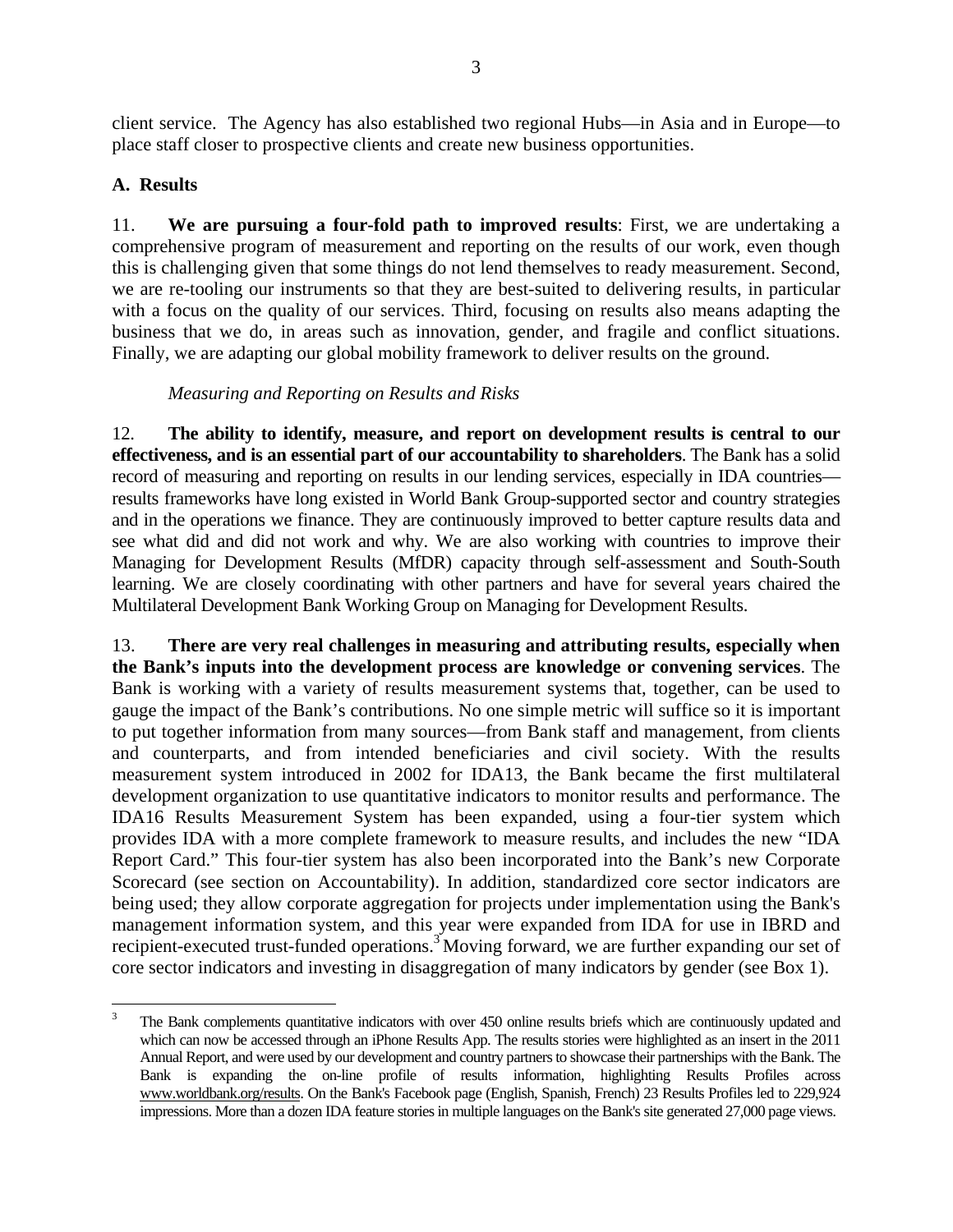client service. The Agency has also established two regional Hubs—in Asia and in Europe—to place staff closer to prospective clients and create new business opportunities.

## A. Results

11. **We are pursuing a four-fold path to improved results**: First, we are undertaking a comprehensive program of measurement and reporting on the results of our work, even though this is challenging given that some things do not lend themselves to ready measurement. Second, we are re-tooling our instruments so that they are best-suited to delivering results, in particular with a focus on the quality of our services. Third, focusing on results also means adapting the business that we do, in areas such as innovation, gender, and fragile and conflict situations. Finally, we are adapting our global mobility framework to deliver results on the ground.

*Measuring and Reporting on Results and Risks*

12. **The ability to identify, measure, and report on development results is central to our effectiveness, and is an essential part of our accountability to shareholders**. The Bank has a solid record of measuring and reporting on results in our lending services, especially in IDA countries—results frameworks have long existed in World Bank Group-supported sector and country strategies and in the operations we finance. They are continuously improved to better capture results data and see what did and did not work and why. We are also working with countries to improve their Managing for Development Results (MfDR) capacity through self-assessment and South-South learning. We are closely coordinating with other partners and have for several years chaired the Multilateral Development Bank Working Group on Managing for Development Results.

13. **There are very real challenges in measuring and attributing results, especially when the Bank's inputs into the development process are knowledge or convening services**. The Bank is working with a variety of results measurement systems that, together, can be used to gauge the impact of the Bank's contributions. No one simple metric will suffice so it is important to put together information from many sources—from Bank staff and management, from clients and counterparts, and from intended beneficiaries and civil society. With the results measurement system introduced in 2002 for IDA13, the Bank became the first multilateral development organization to use quantitative indicators to monitor results and performance. The IDA16 Results Measurement System has been expanded, using a four-tier system which provides IDA with a more complete framework to measure results, and includes the new "IDA Report Card." This four-tier system has also been incorporated into the Bank's new Corporate Scorecard (see section on Accountability). In addition, standardized core sector indicators are being used; they allow corporate aggregation for projects under implementation using the Bank's management information system, and this year were expanded from IDA for use in IBRD and recipient-executed trust-funded operations.[3] Moving forward, we are further expanding our set of core sector indicators and investing in disaggregation of many indicators by gender (see Box 1).

---

[3] The Bank complements quantitative indicators with over 450 online results briefs which are continuously updated and which can now be accessed through an iPhone Results App. The results stories were highlighted as an insert in the 2011 Annual Report, and were used by our development and country partners to showcase their partnerships with the Bank. The Bank is expanding the on-line profile of results information, highlighting Results Profiles across www.worldbank.org/results. On the Bank's Facebook page (English, Spanish, French) 23 Results Profiles led to 229,924 impressions. More than a dozen IDA feature stories in multiple languages on the Bank's site generated 27,000 page views.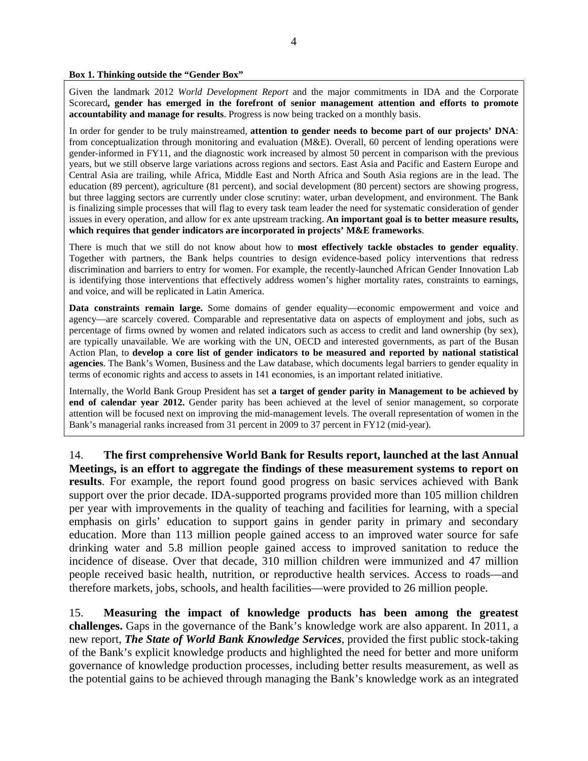**Box 1. Thinking outside the "Gender Box"**

Given the landmark 2012 *World Development Report* and the major commitments in IDA and the Corporate Scorecard**, gender has emerged in the forefront of senior management attention and efforts to promote accountability and manage for results**. Progress is now being tracked on a monthly basis.

In order for gender to be truly mainstreamed, **attention to gender needs to become part of our projects' DNA**: from conceptualization through monitoring and evaluation (M&E). Overall, 60 percent of lending operations were gender-informed in FY11, and the diagnostic work increased by almost 50 percent in comparison with the previous years, but we still observe large variations across regions and sectors. East Asia and Pacific and Eastern Europe and Central Asia are trailing, while Africa, Middle East and North Africa and South Asia regions are in the lead. The education (89 percent), agriculture (81 percent), and social development (80 percent) sectors are showing progress, but three lagging sectors are currently under close scrutiny: water, urban development, and environment. The Bank is finalizing simple processes that will flag to every task team leader the need for systematic consideration of gender issues in every operation, and allow for ex ante upstream tracking. **An important goal is to better measure results, which requires that gender indicators are incorporated in projects' M&E frameworks**.

There is much that we still do not know about how to **most effectively tackle obstacles to gender equality**. Together with partners, the Bank helps countries to design evidence-based policy interventions that redress discrimination and barriers to entry for women. For example, the recently-launched African Gender Innovation Lab is identifying those interventions that effectively address women's higher mortality rates, constraints to earnings, and voice, and will be replicated in Latin America.

**Data constraints remain large.** Some domains of gender equality—economic empowerment and voice and agency—are scarcely covered. Comparable and representative data on aspects of employment and jobs, such as percentage of firms owned by women and related indicators such as access to credit and land ownership (by sex), are typically unavailable. We are working with the UN, OECD and interested governments, as part of the Busan Action Plan, to **develop a core list of gender indicators to be measured and reported by national statistical agencies**. The Bank's Women, Business and the Law database, which documents legal barriers to gender equality in terms of economic rights and access to assets in 141 economies, is an important related initiative.

Internally, the World Bank Group President has set **a target of gender parity in Management to be achieved by end of calendar year 2012.** Gender parity has been achieved at the level of senior management, so corporate attention will be focused next on improving the mid-management levels. The overall representation of women in the Bank's managerial ranks increased from 31 percent in 2009 to 37 percent in FY12 (mid-year).

14. **The first comprehensive World Bank for Results report, launched at the last Annual Meetings, is an effort to aggregate the findings of these measurement systems to report on results**. For example, the report found good progress on basic services achieved with Bank support over the prior decade. IDA-supported programs provided more than 105 million children per year with improvements in the quality of teaching and facilities for learning, with a special emphasis on girls' education to support gains in gender parity in primary and secondary education. More than 113 million people gained access to an improved water source for safe drinking water and 5.8 million people gained access to improved sanitation to reduce the incidence of disease. Over that decade, 310 million children were immunized and 47 million people received basic health, nutrition, or reproductive health services. Access to roads—and therefore markets, jobs, schools, and health facilities—were provided to 26 million people.

15. **Measuring the impact of knowledge products has been among the greatest challenges.** Gaps in the governance of the Bank's knowledge work are also apparent. In 2011, a new report, ***The State of World Bank Knowledge Services***, provided the first public stock-taking of the Bank's explicit knowledge products and highlighted the need for better and more uniform governance of knowledge production processes, including better results measurement, as well as the potential gains to be achieved through managing the Bank's knowledge work as an integrated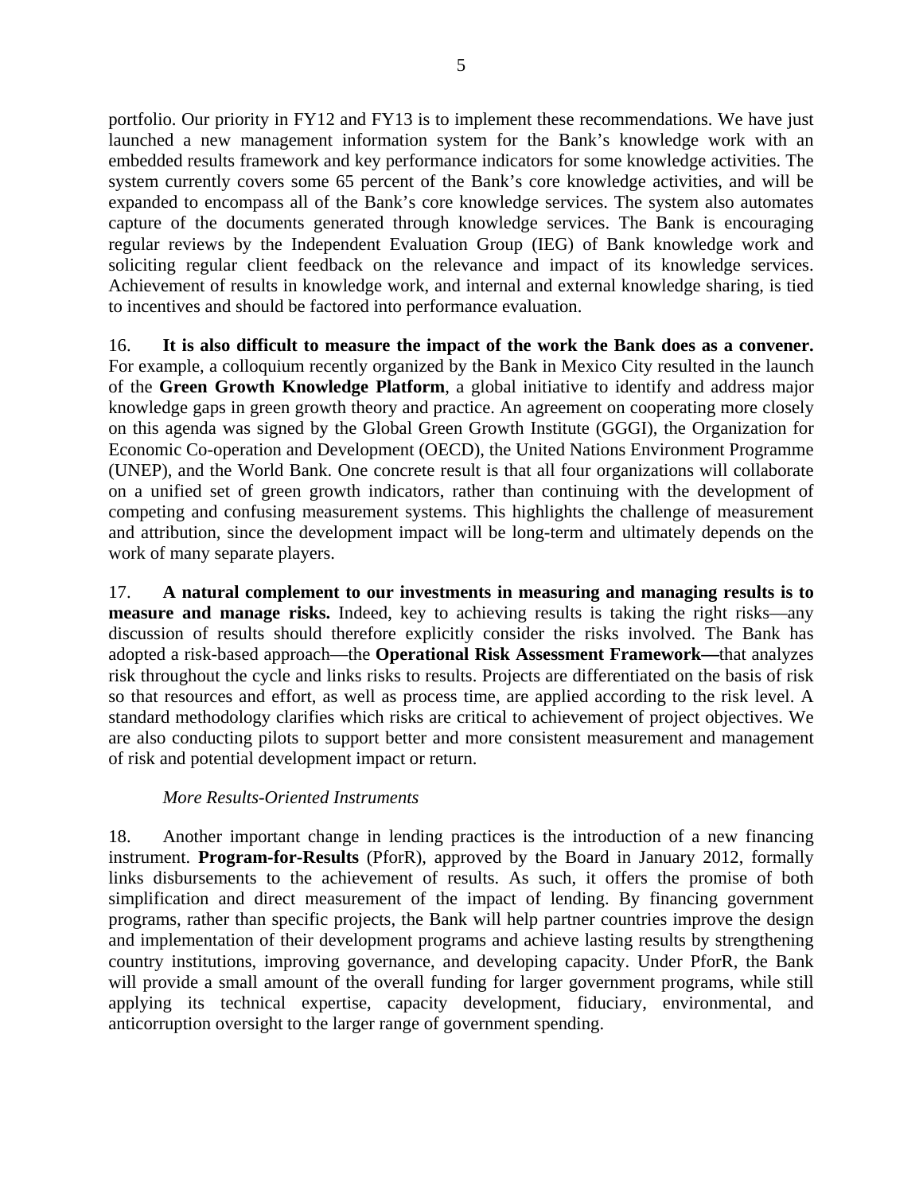portfolio. Our priority in FY12 and FY13 is to implement these recommendations. We have just launched a new management information system for the Bank's knowledge work with an embedded results framework and key performance indicators for some knowledge activities. The system currently covers some 65 percent of the Bank's core knowledge activities, and will be expanded to encompass all of the Bank's core knowledge services. The system also automates capture of the documents generated through knowledge services. The Bank is encouraging regular reviews by the Independent Evaluation Group (IEG) of Bank knowledge work and soliciting regular client feedback on the relevance and impact of its knowledge services. Achievement of results in knowledge work, and internal and external knowledge sharing, is tied to incentives and should be factored into performance evaluation.

16. **It is also difficult to measure the impact of the work the Bank does as a convener.** For example, a colloquium recently organized by the Bank in Mexico City resulted in the launch of the **Green Growth Knowledge Platform**, a global initiative to identify and address major knowledge gaps in green growth theory and practice. An agreement on cooperating more closely on this agenda was signed by the Global Green Growth Institute (GGGI), the Organization for Economic Co-operation and Development (OECD), the United Nations Environment Programme (UNEP), and the World Bank. One concrete result is that all four organizations will collaborate on a unified set of green growth indicators, rather than continuing with the development of competing and confusing measurement systems. This highlights the challenge of measurement and attribution, since the development impact will be long-term and ultimately depends on the work of many separate players.

17. **A natural complement to our investments in measuring and managing results is to measure and manage risks.** Indeed, key to achieving results is taking the right risks—any discussion of results should therefore explicitly consider the risks involved. The Bank has adopted a risk-based approach—the **Operational Risk Assessment Framework—**that analyzes risk throughout the cycle and links risks to results. Projects are differentiated on the basis of risk so that resources and effort, as well as process time, are applied according to the risk level. A standard methodology clarifies which risks are critical to achievement of project objectives. We are also conducting pilots to support better and more consistent measurement and management of risk and potential development impact or return.

*More Results-Oriented Instruments*

18. Another important change in lending practices is the introduction of a new financing instrument. **Program-for-Results** (PforR), approved by the Board in January 2012, formally links disbursements to the achievement of results. As such, it offers the promise of both simplification and direct measurement of the impact of lending. By financing government programs, rather than specific projects, the Bank will help partner countries improve the design and implementation of their development programs and achieve lasting results by strengthening country institutions, improving governance, and developing capacity. Under PforR, the Bank will provide a small amount of the overall funding for larger government programs, while still applying its technical expertise, capacity development, fiduciary, environmental, and anticorruption oversight to the larger range of government spending.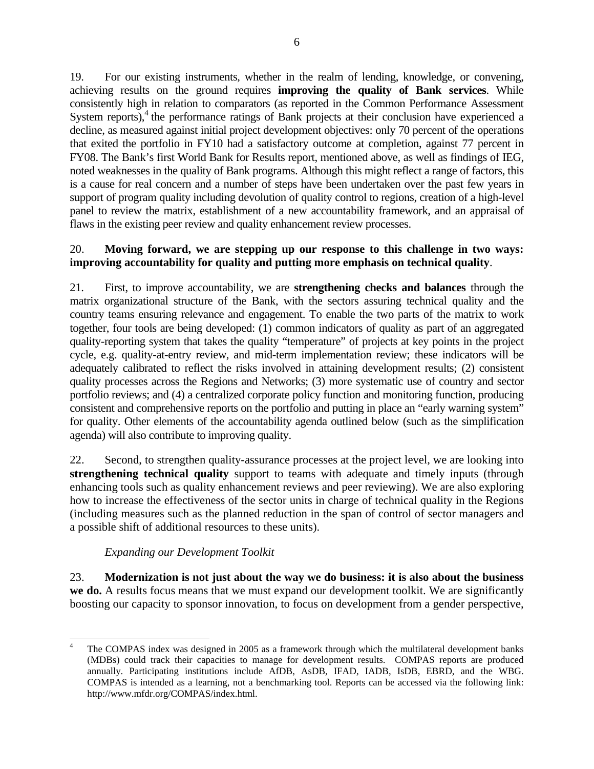19. For our existing instruments, whether in the realm of lending, knowledge, or convening, achieving results on the ground requires **improving the quality of Bank services**. While consistently high in relation to comparators (as reported in the Common Performance Assessment System reports),[4] the performance ratings of Bank projects at their conclusion have experienced a decline, as measured against initial project development objectives: only 70 percent of the operations that exited the portfolio in FY10 had a satisfactory outcome at completion, against 77 percent in FY08. The Bank's first World Bank for Results report, mentioned above, as well as findings of IEG, noted weaknesses in the quality of Bank programs. Although this might reflect a range of factors, this is a cause for real concern and a number of steps have been undertaken over the past few years in support of program quality including devolution of quality control to regions, creation of a high-level panel to review the matrix, establishment of a new accountability framework, and an appraisal of flaws in the existing peer review and quality enhancement review processes.

20. **Moving forward, we are stepping up our response to this challenge in two ways: improving accountability for quality and putting more emphasis on technical quality**.

21. First, to improve accountability, we are **strengthening checks and balances** through the matrix organizational structure of the Bank, with the sectors assuring technical quality and the country teams ensuring relevance and engagement. To enable the two parts of the matrix to work together, four tools are being developed: (1) common indicators of quality as part of an aggregated quality-reporting system that takes the quality "temperature" of projects at key points in the project cycle, e.g. quality-at-entry review, and mid-term implementation review; these indicators will be adequately calibrated to reflect the risks involved in attaining development results; (2) consistent quality processes across the Regions and Networks; (3) more systematic use of country and sector portfolio reviews; and (4) a centralized corporate policy function and monitoring function, producing consistent and comprehensive reports on the portfolio and putting in place an "early warning system" for quality. Other elements of the accountability agenda outlined below (such as the simplification agenda) will also contribute to improving quality.

22. Second, to strengthen quality-assurance processes at the project level, we are looking into **strengthening technical quality** support to teams with adequate and timely inputs (through enhancing tools such as quality enhancement reviews and peer reviewing). We are also exploring how to increase the effectiveness of the sector units in charge of technical quality in the Regions (including measures such as the planned reduction in the span of control of sector managers and a possible shift of additional resources to these units).

*Expanding our Development Toolkit*

23. **Modernization is not just about the way we do business: it is also about the business we do.** A results focus means that we must expand our development toolkit. We are significantly boosting our capacity to sponsor innovation, to focus on development from a gender perspective,

---

[4] The COMPAS index was designed in 2005 as a framework through which the multilateral development banks (MDBs) could track their capacities to manage for development results. COMPAS reports are produced annually. Participating institutions include AfDB, AsDB, IFAD, IADB, IsDB, EBRD, and the WBG. COMPAS is intended as a learning, not a benchmarking tool. Reports can be accessed via the following link: http://www.mfdr.org/COMPAS/index.html.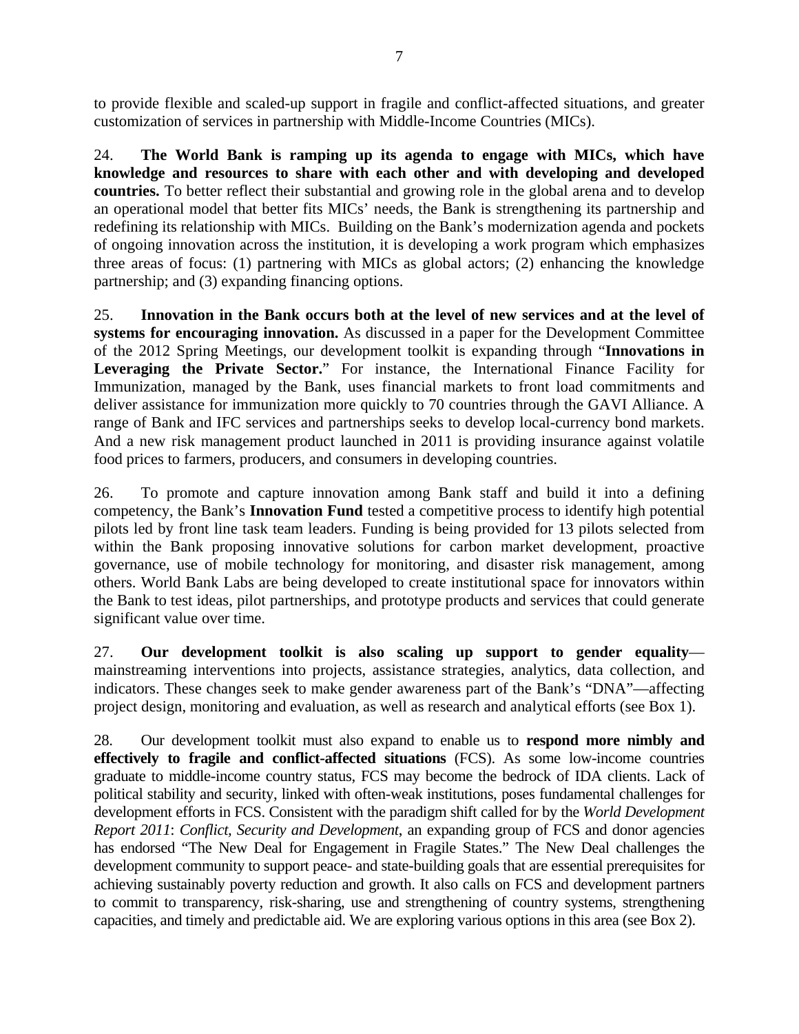to provide flexible and scaled-up support in fragile and conflict-affected situations, and greater customization of services in partnership with Middle-Income Countries (MICs).

24. **The World Bank is ramping up its agenda to engage with MICs, which have knowledge and resources to share with each other and with developing and developed countries.** To better reflect their substantial and growing role in the global arena and to develop an operational model that better fits MICs' needs, the Bank is strengthening its partnership and redefining its relationship with MICs. Building on the Bank's modernization agenda and pockets of ongoing innovation across the institution, it is developing a work program which emphasizes three areas of focus: (1) partnering with MICs as global actors; (2) enhancing the knowledge partnership; and (3) expanding financing options.

25. **Innovation in the Bank occurs both at the level of new services and at the level of systems for encouraging innovation.** As discussed in a paper for the Development Committee of the 2012 Spring Meetings, our development toolkit is expanding through "**Innovations in Leveraging the Private Sector.**" For instance, the International Finance Facility for Immunization, managed by the Bank, uses financial markets to front load commitments and deliver assistance for immunization more quickly to 70 countries through the GAVI Alliance. A range of Bank and IFC services and partnerships seeks to develop local-currency bond markets. And a new risk management product launched in 2011 is providing insurance against volatile food prices to farmers, producers, and consumers in developing countries.

26. To promote and capture innovation among Bank staff and build it into a defining competency, the Bank's **Innovation Fund** tested a competitive process to identify high potential pilots led by front line task team leaders. Funding is being provided for 13 pilots selected from within the Bank proposing innovative solutions for carbon market development, proactive governance, use of mobile technology for monitoring, and disaster risk management, among others. World Bank Labs are being developed to create institutional space for innovators within the Bank to test ideas, pilot partnerships, and prototype products and services that could generate significant value over time.

27. **Our development toolkit is also scaling up support to gender equality**—mainstreaming interventions into projects, assistance strategies, analytics, data collection, and indicators. These changes seek to make gender awareness part of the Bank's "DNA"—affecting project design, monitoring and evaluation, as well as research and analytical efforts (see Box 1).

28. Our development toolkit must also expand to enable us to **respond more nimbly and effectively to fragile and conflict-affected situations** (FCS). As some low-income countries graduate to middle-income country status, FCS may become the bedrock of IDA clients. Lack of political stability and security, linked with often-weak institutions, poses fundamental challenges for development efforts in FCS. Consistent with the paradigm shift called for by the *World Development Report 2011*: *Conflict, Security and Development*, an expanding group of FCS and donor agencies has endorsed "The New Deal for Engagement in Fragile States." The New Deal challenges the development community to support peace- and state-building goals that are essential prerequisites for achieving sustainably poverty reduction and growth. It also calls on FCS and development partners to commit to transparency, risk-sharing, use and strengthening of country systems, strengthening capacities, and timely and predictable aid. We are exploring various options in this area (see Box 2).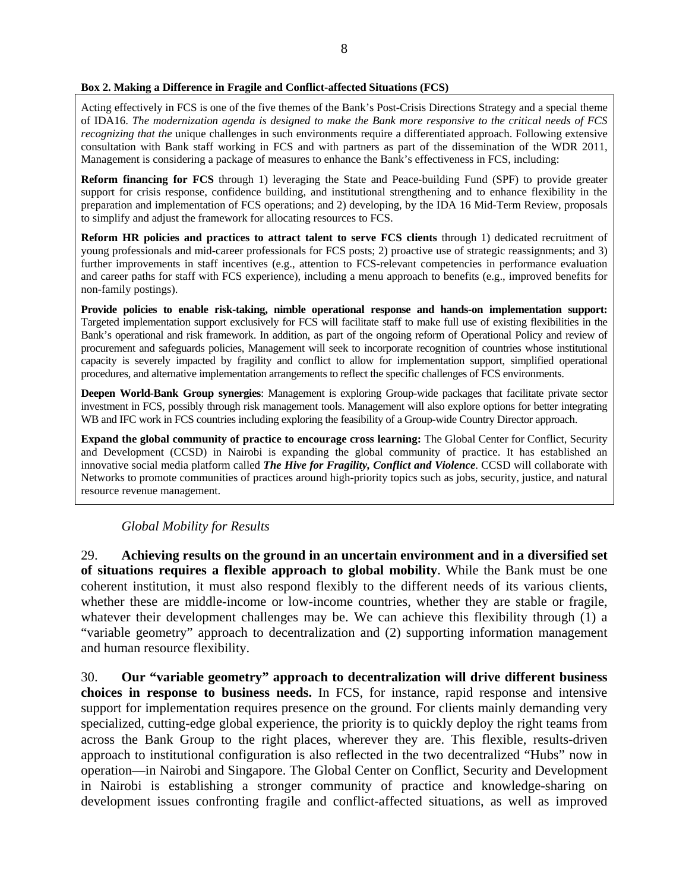**Box 2. Making a Difference in Fragile and Conflict-affected Situations (FCS)**

Acting effectively in FCS is one of the five themes of the Bank's Post-Crisis Directions Strategy and a special theme of IDA16. *The modernization agenda is designed to make the Bank more responsive to the critical needs of FCS recognizing that the* unique challenges in such environments require a differentiated approach. Following extensive consultation with Bank staff working in FCS and with partners as part of the dissemination of the WDR 2011, Management is considering a package of measures to enhance the Bank's effectiveness in FCS, including:

**Reform financing for FCS** through 1) leveraging the State and Peace-building Fund (SPF) to provide greater support for crisis response, confidence building, and institutional strengthening and to enhance flexibility in the preparation and implementation of FCS operations; and 2) developing, by the IDA 16 Mid-Term Review, proposals to simplify and adjust the framework for allocating resources to FCS.

**Reform HR policies and practices to attract talent to serve FCS clients** through 1) dedicated recruitment of young professionals and mid-career professionals for FCS posts; 2) proactive use of strategic reassignments; and 3) further improvements in staff incentives (e.g., attention to FCS-relevant competencies in performance evaluation and career paths for staff with FCS experience), including a menu approach to benefits (e.g., improved benefits for non-family postings).

**Provide policies to enable risk-taking, nimble operational response and hands-on implementation support:** Targeted implementation support exclusively for FCS will facilitate staff to make full use of existing flexibilities in the Bank's operational and risk framework. In addition, as part of the ongoing reform of Operational Policy and review of procurement and safeguards policies, Management will seek to incorporate recognition of countries whose institutional capacity is severely impacted by fragility and conflict to allow for implementation support, simplified operational procedures, and alternative implementation arrangements to reflect the specific challenges of FCS environments.

**Deepen World-Bank Group synergies**: Management is exploring Group-wide packages that facilitate private sector investment in FCS, possibly through risk management tools. Management will also explore options for better integrating WB and IFC work in FCS countries including exploring the feasibility of a Group-wide Country Director approach.

**Expand the global community of practice to encourage cross learning:** The Global Center for Conflict, Security and Development (CCSD) in Nairobi is expanding the global community of practice. It has established an innovative social media platform called ***The Hive for Fragility, Conflict and Violence***. CCSD will collaborate with Networks to promote communities of practices around high-priority topics such as jobs, security, justice, and natural resource revenue management.

*Global Mobility for Results*

29. **Achieving results on the ground in an uncertain environment and in a diversified set of situations requires a flexible approach to global mobility**. While the Bank must be one coherent institution, it must also respond flexibly to the different needs of its various clients, whether these are middle-income or low-income countries, whether they are stable or fragile, whatever their development challenges may be. We can achieve this flexibility through (1) a "variable geometry" approach to decentralization and (2) supporting information management and human resource flexibility.

30. **Our "variable geometry" approach to decentralization will drive different business choices in response to business needs.** In FCS, for instance, rapid response and intensive support for implementation requires presence on the ground. For clients mainly demanding very specialized, cutting-edge global experience, the priority is to quickly deploy the right teams from across the Bank Group to the right places, wherever they are. This flexible, results-driven approach to institutional configuration is also reflected in the two decentralized "Hubs" now in operation—in Nairobi and Singapore. The Global Center on Conflict, Security and Development in Nairobi is establishing a stronger community of practice and knowledge-sharing on development issues confronting fragile and conflict-affected situations, as well as improved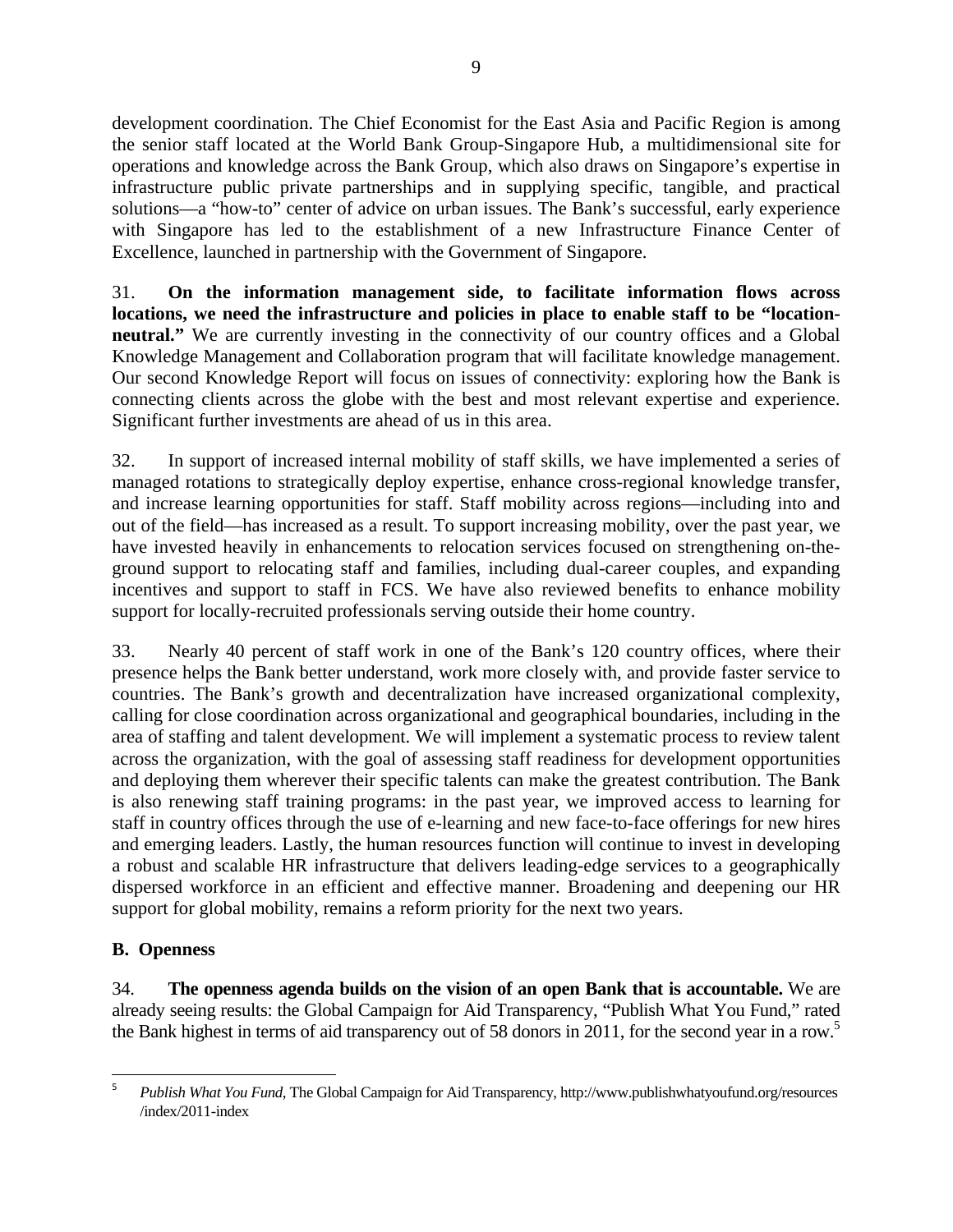development coordination. The Chief Economist for the East Asia and Pacific Region is among the senior staff located at the World Bank Group-Singapore Hub, a multidimensional site for operations and knowledge across the Bank Group, which also draws on Singapore's expertise in infrastructure public private partnerships and in supplying specific, tangible, and practical solutions—a "how-to" center of advice on urban issues. The Bank's successful, early experience with Singapore has led to the establishment of a new Infrastructure Finance Center of Excellence, launched in partnership with the Government of Singapore.

31. **On the information management side, to facilitate information flows across locations, we need the infrastructure and policies in place to enable staff to be "location-neutral."** We are currently investing in the connectivity of our country offices and a Global Knowledge Management and Collaboration program that will facilitate knowledge management. Our second Knowledge Report will focus on issues of connectivity: exploring how the Bank is connecting clients across the globe with the best and most relevant expertise and experience. Significant further investments are ahead of us in this area.

32. In support of increased internal mobility of staff skills, we have implemented a series of managed rotations to strategically deploy expertise, enhance cross-regional knowledge transfer, and increase learning opportunities for staff. Staff mobility across regions—including into and out of the field—has increased as a result. To support increasing mobility, over the past year, we have invested heavily in enhancements to relocation services focused on strengthening on-the-ground support to relocating staff and families, including dual-career couples, and expanding incentives and support to staff in FCS. We have also reviewed benefits to enhance mobility support for locally-recruited professionals serving outside their home country.

33. Nearly 40 percent of staff work in one of the Bank's 120 country offices, where their presence helps the Bank better understand, work more closely with, and provide faster service to countries. The Bank's growth and decentralization have increased organizational complexity, calling for close coordination across organizational and geographical boundaries, including in the area of staffing and talent development. We will implement a systematic process to review talent across the organization, with the goal of assessing staff readiness for development opportunities and deploying them wherever their specific talents can make the greatest contribution. The Bank is also renewing staff training programs: in the past year, we improved access to learning for staff in country offices through the use of e-learning and new face-to-face offerings for new hires and emerging leaders. Lastly, the human resources function will continue to invest in developing a robust and scalable HR infrastructure that delivers leading-edge services to a geographically dispersed workforce in an efficient and effective manner. Broadening and deepening our HR support for global mobility, remains a reform priority for the next two years.

## B. Openness

34. **The openness agenda builds on the vision of an open Bank that is accountable.** We are already seeing results: the Global Campaign for Aid Transparency, "Publish What You Fund," rated the Bank highest in terms of aid transparency out of 58 donors in 2011, for the second year in a row.[5]

---

[5] *Publish What You Fund*, The Global Campaign for Aid Transparency, http://www.publishwhatyoufund.org/resources/index/2011-index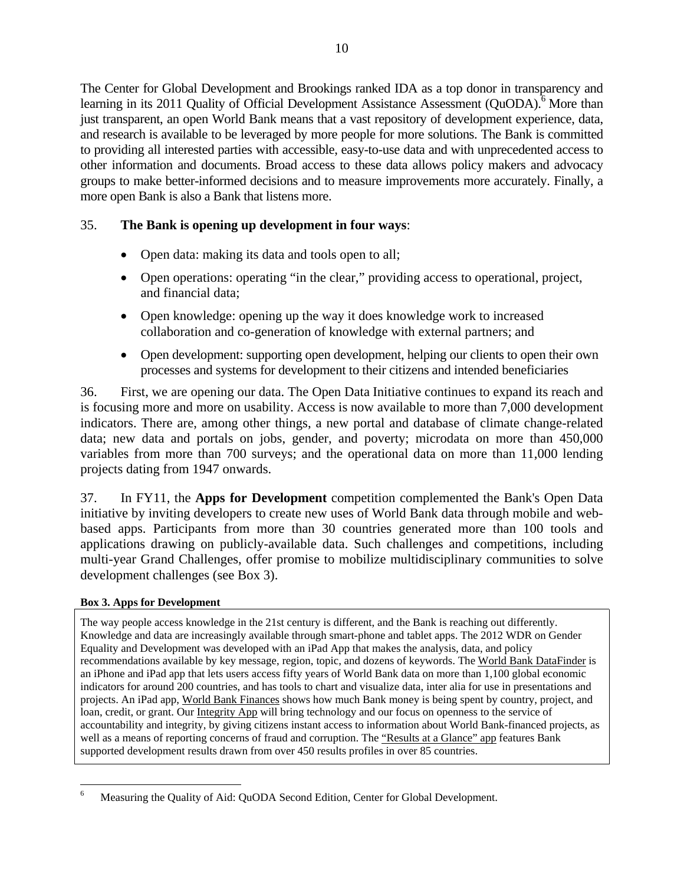The Center for Global Development and Brookings ranked IDA as a top donor in transparency and learning in its 2011 Quality of Official Development Assistance Assessment (QuODA).[6] More than just transparent, an open World Bank means that a vast repository of development experience, data, and research is available to be leveraged by more people for more solutions. The Bank is committed to providing all interested parties with accessible, easy-to-use data and with unprecedented access to other information and documents. Broad access to these data allows policy makers and advocacy groups to make better-informed decisions and to measure improvements more accurately. Finally, a more open Bank is also a Bank that listens more.

35. **The Bank is opening up development in four ways**:

- Open data: making its data and tools open to all;
- Open operations: operating "in the clear," providing access to operational, project, and financial data;
- Open knowledge: opening up the way it does knowledge work to increased collaboration and co-generation of knowledge with external partners; and
- Open development: supporting open development, helping our clients to open their own processes and systems for development to their citizens and intended beneficiaries

36. First, we are opening our data. The Open Data Initiative continues to expand its reach and is focusing more and more on usability. Access is now available to more than 7,000 development indicators. There are, among other things, a new portal and database of climate change-related data; new data and portals on jobs, gender, and poverty; microdata on more than 450,000 variables from more than 700 surveys; and the operational data on more than 11,000 lending projects dating from 1947 onwards.

37. In FY11, the **Apps for Development** competition complemented the Bank's Open Data initiative by inviting developers to create new uses of World Bank data through mobile and web-based apps. Participants from more than 30 countries generated more than 100 tools and applications drawing on publicly-available data. Such challenges and competitions, including multi-year Grand Challenges, offer promise to mobilize multidisciplinary communities to solve development challenges (see Box 3).

**Box 3. Apps for Development**

The way people access knowledge in the 21st century is different, and the Bank is reaching out differently. Knowledge and data are increasingly available through smart-phone and tablet apps. The 2012 WDR on Gender Equality and Development was developed with an iPad App that makes the analysis, data, and policy recommendations available by key message, region, topic, and dozens of keywords. The World Bank DataFinder is an iPhone and iPad app that lets users access fifty years of World Bank data on more than 1,100 global economic indicators for around 200 countries, and has tools to chart and visualize data, inter alia for use in presentations and projects. An iPad app, World Bank Finances shows how much Bank money is being spent by country, project, and loan, credit, or grant. Our Integrity App will bring technology and our focus on openness to the service of accountability and integrity, by giving citizens instant access to information about World Bank-financed projects, as well as a means of reporting concerns of fraud and corruption. The "Results at a Glance" app features Bank supported development results drawn from over 450 results profiles in over 85 countries.

[6] Measuring the Quality of Aid: QuODA Second Edition, Center for Global Development.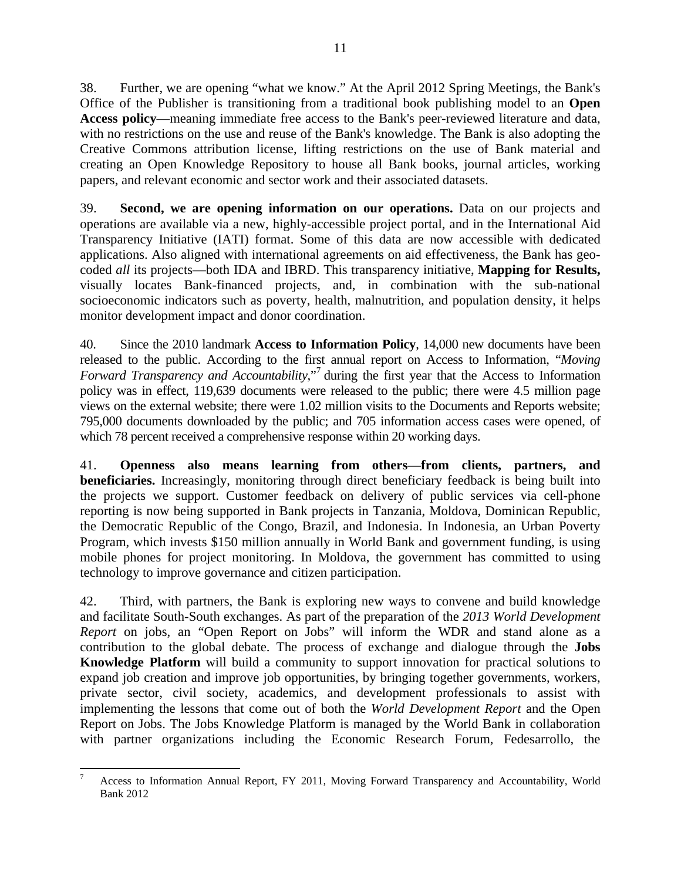38. Further, we are opening "what we know." At the April 2012 Spring Meetings, the Bank's Office of the Publisher is transitioning from a traditional book publishing model to an **Open Access policy**—meaning immediate free access to the Bank's peer-reviewed literature and data, with no restrictions on the use and reuse of the Bank's knowledge. The Bank is also adopting the Creative Commons attribution license, lifting restrictions on the use of Bank material and creating an Open Knowledge Repository to house all Bank books, journal articles, working papers, and relevant economic and sector work and their associated datasets.

39. **Second, we are opening information on our operations.** Data on our projects and operations are available via a new, highly-accessible project portal, and in the International Aid Transparency Initiative (IATI) format. Some of this data are now accessible with dedicated applications. Also aligned with international agreements on aid effectiveness, the Bank has geo-coded *all* its projects—both IDA and IBRD. This transparency initiative, **Mapping for Results,** visually locates Bank-financed projects, and, in combination with the sub-national socioeconomic indicators such as poverty, health, malnutrition, and population density, it helps monitor development impact and donor coordination.

40. Since the 2010 landmark **Access to Information Policy**, 14,000 new documents have been released to the public. According to the first annual report on Access to Information, "*Moving Forward Transparency and Accountability*,"[7] during the first year that the Access to Information policy was in effect, 119,639 documents were released to the public; there were 4.5 million page views on the external website; there were 1.02 million visits to the Documents and Reports website; 795,000 documents downloaded by the public; and 705 information access cases were opened, of which 78 percent received a comprehensive response within 20 working days.

41. **Openness also means learning from others—from clients, partners, and beneficiaries.** Increasingly, monitoring through direct beneficiary feedback is being built into the projects we support. Customer feedback on delivery of public services via cell-phone reporting is now being supported in Bank projects in Tanzania, Moldova, Dominican Republic, the Democratic Republic of the Congo, Brazil, and Indonesia. In Indonesia, an Urban Poverty Program, which invests $150 million annually in World Bank and government funding, is using mobile phones for project monitoring. In Moldova, the government has committed to using technology to improve governance and citizen participation.

42. Third, with partners, the Bank is exploring new ways to convene and build knowledge and facilitate South-South exchanges. As part of the preparation of the *2013 World Development Report* on jobs, an "Open Report on Jobs" will inform the WDR and stand alone as a contribution to the global debate. The process of exchange and dialogue through the **Jobs Knowledge Platform** will build a community to support innovation for practical solutions to expand job creation and improve job opportunities, by bringing together governments, workers, private sector, civil society, academics, and development professionals to assist with implementing the lessons that come out of both the *World Development Report* and the Open Report on Jobs. The Jobs Knowledge Platform is managed by the World Bank in collaboration with partner organizations including the Economic Research Forum, Fedesarrollo, the

---

[7] Access to Information Annual Report, FY 2011, Moving Forward Transparency and Accountability, World Bank 2012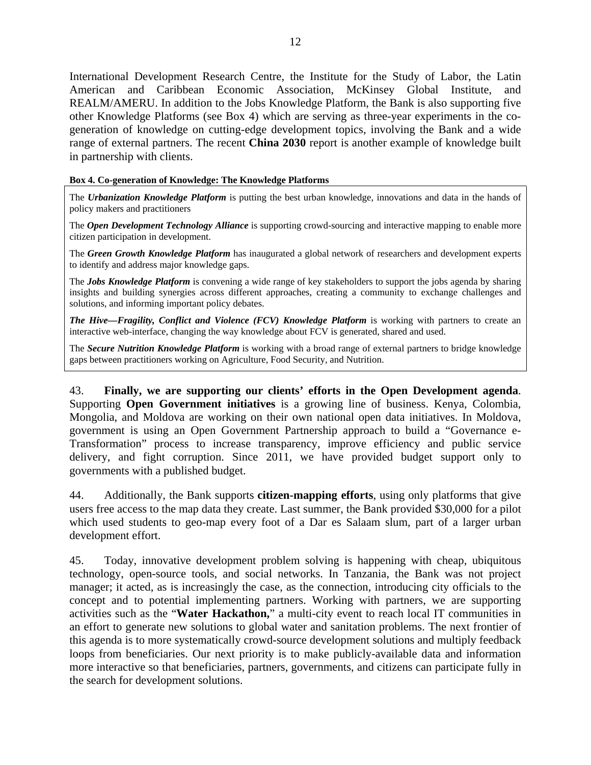International Development Research Centre, the Institute for the Study of Labor, the Latin American and Caribbean Economic Association, McKinsey Global Institute, and REALM/AMERU. In addition to the Jobs Knowledge Platform, the Bank is also supporting five other Knowledge Platforms (see Box 4) which are serving as three-year experiments in the co-generation of knowledge on cutting-edge development topics, involving the Bank and a wide range of external partners. The recent **China 2030** report is another example of knowledge built in partnership with clients.

**Box 4. Co-generation of Knowledge: The Knowledge Platforms**

The ***Urbanization Knowledge Platform*** is putting the best urban knowledge, innovations and data in the hands of policy makers and practitioners

The ***Open Development Technology Alliance*** is supporting crowd-sourcing and interactive mapping to enable more citizen participation in development.

The ***Green Growth Knowledge Platform*** has inaugurated a global network of researchers and development experts to identify and address major knowledge gaps.

The ***Jobs Knowledge Platform*** is convening a wide range of key stakeholders to support the jobs agenda by sharing insights and building synergies across different approaches, creating a community to exchange challenges and solutions, and informing important policy debates.

***The Hive—Fragility, Conflict and Violence (FCV) Knowledge Platform*** is working with partners to create an interactive web-interface, changing the way knowledge about FCV is generated, shared and used.

The ***Secure Nutrition Knowledge Platform*** is working with a broad range of external partners to bridge knowledge gaps between practitioners working on Agriculture, Food Security, and Nutrition.

43. **Finally, we are supporting our clients' efforts in the Open Development agenda**. Supporting **Open Government initiatives** is a growing line of business. Kenya, Colombia, Mongolia, and Moldova are working on their own national open data initiatives. In Moldova, government is using an Open Government Partnership approach to build a "Governance e-Transformation" process to increase transparency, improve efficiency and public service delivery, and fight corruption. Since 2011, we have provided budget support only to governments with a published budget.

44. Additionally, the Bank supports **citizen-mapping efforts**, using only platforms that give users free access to the map data they create. Last summer, the Bank provided $30,000 for a pilot which used students to geo-map every foot of a Dar es Salaam slum, part of a larger urban development effort.

45. Today, innovative development problem solving is happening with cheap, ubiquitous technology, open-source tools, and social networks. In Tanzania, the Bank was not project manager; it acted, as is increasingly the case, as the connection, introducing city officials to the concept and to potential implementing partners. Working with partners, we are supporting activities such as the "**Water Hackathon,**" a multi-city event to reach local IT communities in an effort to generate new solutions to global water and sanitation problems. The next frontier of this agenda is to more systematically crowd-source development solutions and multiply feedback loops from beneficiaries. Our next priority is to make publicly-available data and information more interactive so that beneficiaries, partners, governments, and citizens can participate fully in the search for development solutions.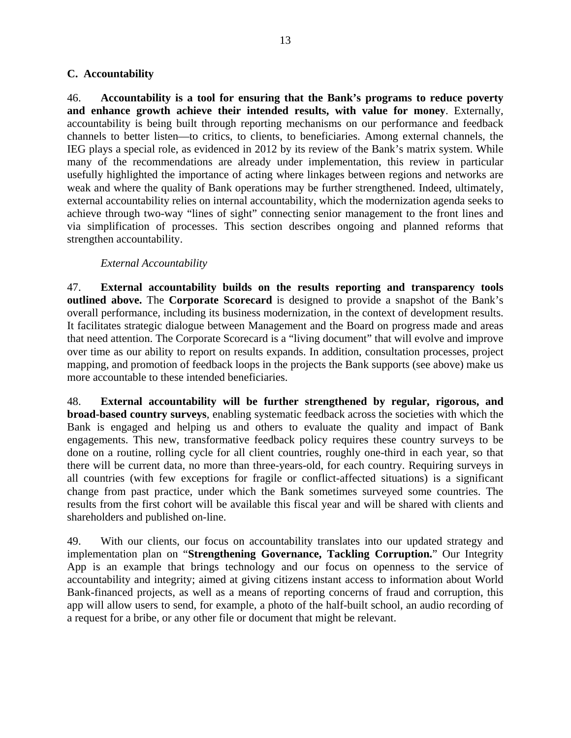### C. Accountability

46. **Accountability is a tool for ensuring that the Bank's programs to reduce poverty and enhance growth achieve their intended results, with value for money**. Externally, accountability is being built through reporting mechanisms on our performance and feedback channels to better listen—to critics, to clients, to beneficiaries. Among external channels, the IEG plays a special role, as evidenced in 2012 by its review of the Bank's matrix system. While many of the recommendations are already under implementation, this review in particular usefully highlighted the importance of acting where linkages between regions and networks are weak and where the quality of Bank operations may be further strengthened. Indeed, ultimately, external accountability relies on internal accountability, which the modernization agenda seeks to achieve through two-way "lines of sight" connecting senior management to the front lines and via simplification of processes. This section describes ongoing and planned reforms that strengthen accountability.

*External Accountability*

47. **External accountability builds on the results reporting and transparency tools outlined above.** The **Corporate Scorecard** is designed to provide a snapshot of the Bank's overall performance, including its business modernization, in the context of development results. It facilitates strategic dialogue between Management and the Board on progress made and areas that need attention. The Corporate Scorecard is a "living document" that will evolve and improve over time as our ability to report on results expands. In addition, consultation processes, project mapping, and promotion of feedback loops in the projects the Bank supports (see above) make us more accountable to these intended beneficiaries.

48. **External accountability will be further strengthened by regular, rigorous, and broad-based country surveys**, enabling systematic feedback across the societies with which the Bank is engaged and helping us and others to evaluate the quality and impact of Bank engagements. This new, transformative feedback policy requires these country surveys to be done on a routine, rolling cycle for all client countries, roughly one-third in each year, so that there will be current data, no more than three-years-old, for each country. Requiring surveys in all countries (with few exceptions for fragile or conflict-affected situations) is a significant change from past practice, under which the Bank sometimes surveyed some countries. The results from the first cohort will be available this fiscal year and will be shared with clients and shareholders and published on-line.

49. With our clients, our focus on accountability translates into our updated strategy and implementation plan on "**Strengthening Governance, Tackling Corruption.**" Our Integrity App is an example that brings technology and our focus on openness to the service of accountability and integrity; aimed at giving citizens instant access to information about World Bank-financed projects, as well as a means of reporting concerns of fraud and corruption, this app will allow users to send, for example, a photo of the half-built school, an audio recording of a request for a bribe, or any other file or document that might be relevant.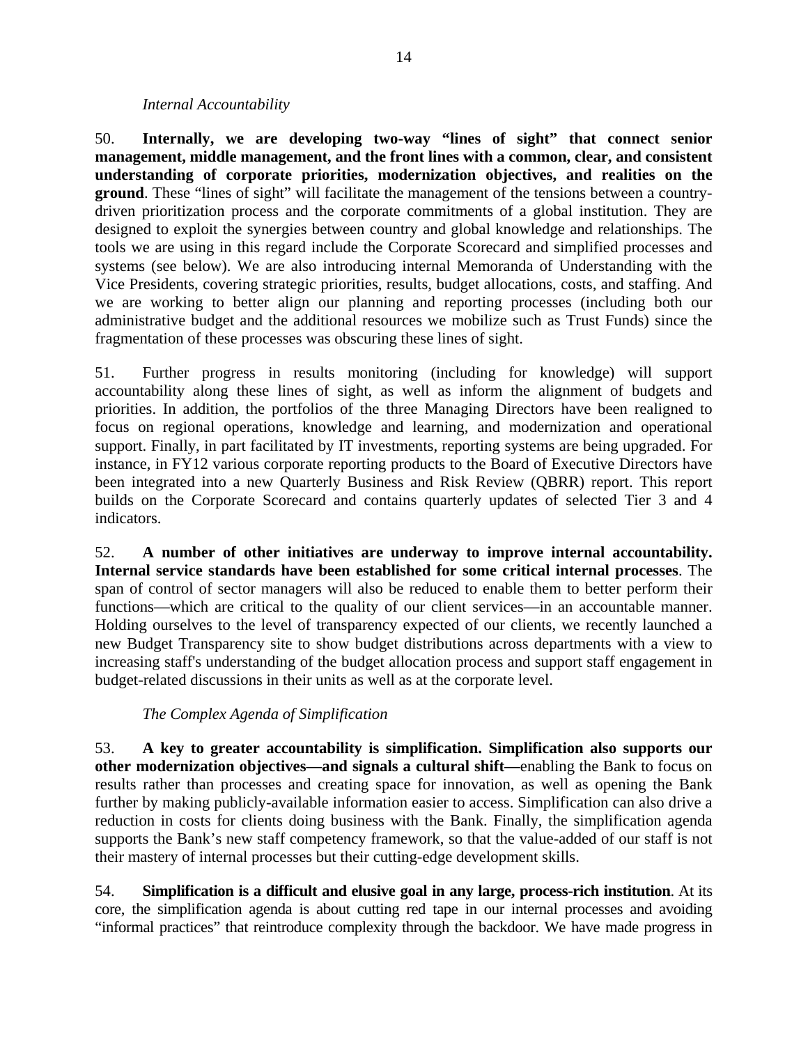*Internal Accountability*

50. **Internally, we are developing two-way "lines of sight" that connect senior management, middle management, and the front lines with a common, clear, and consistent understanding of corporate priorities, modernization objectives, and realities on the ground**. These "lines of sight" will facilitate the management of the tensions between a country-driven prioritization process and the corporate commitments of a global institution. They are designed to exploit the synergies between country and global knowledge and relationships. The tools we are using in this regard include the Corporate Scorecard and simplified processes and systems (see below). We are also introducing internal Memoranda of Understanding with the Vice Presidents, covering strategic priorities, results, budget allocations, costs, and staffing. And we are working to better align our planning and reporting processes (including both our administrative budget and the additional resources we mobilize such as Trust Funds) since the fragmentation of these processes was obscuring these lines of sight.

51. Further progress in results monitoring (including for knowledge) will support accountability along these lines of sight, as well as inform the alignment of budgets and priorities. In addition, the portfolios of the three Managing Directors have been realigned to focus on regional operations, knowledge and learning, and modernization and operational support. Finally, in part facilitated by IT investments, reporting systems are being upgraded. For instance, in FY12 various corporate reporting products to the Board of Executive Directors have been integrated into a new Quarterly Business and Risk Review (QBRR) report. This report builds on the Corporate Scorecard and contains quarterly updates of selected Tier 3 and 4 indicators.

52. **A number of other initiatives are underway to improve internal accountability. Internal service standards have been established for some critical internal processes**. The span of control of sector managers will also be reduced to enable them to better perform their functions—which are critical to the quality of our client services—in an accountable manner. Holding ourselves to the level of transparency expected of our clients, we recently launched a new Budget Transparency site to show budget distributions across departments with a view to increasing staff's understanding of the budget allocation process and support staff engagement in budget-related discussions in their units as well as at the corporate level.

*The Complex Agenda of Simplification*

53. **A key to greater accountability is simplification. Simplification also supports our other modernization objectives—and signals a cultural shift—**enabling the Bank to focus on results rather than processes and creating space for innovation, as well as opening the Bank further by making publicly-available information easier to access. Simplification can also drive a reduction in costs for clients doing business with the Bank. Finally, the simplification agenda supports the Bank's new staff competency framework, so that the value-added of our staff is not their mastery of internal processes but their cutting-edge development skills.

54. **Simplification is a difficult and elusive goal in any large, process-rich institution**. At its core, the simplification agenda is about cutting red tape in our internal processes and avoiding "informal practices" that reintroduce complexity through the backdoor. We have made progress in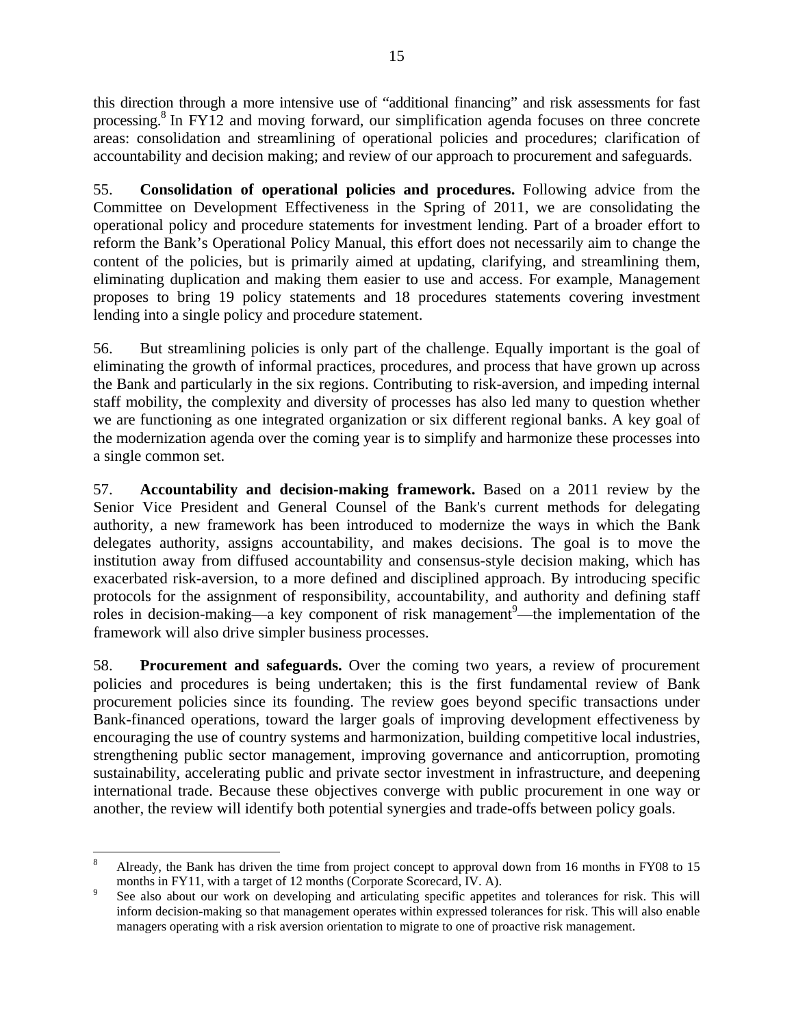this direction through a more intensive use of "additional financing" and risk assessments for fast processing.[8] In FY12 and moving forward, our simplification agenda focuses on three concrete areas: consolidation and streamlining of operational policies and procedures; clarification of accountability and decision making; and review of our approach to procurement and safeguards.

55. **Consolidation of operational policies and procedures.** Following advice from the Committee on Development Effectiveness in the Spring of 2011, we are consolidating the operational policy and procedure statements for investment lending. Part of a broader effort to reform the Bank's Operational Policy Manual, this effort does not necessarily aim to change the content of the policies, but is primarily aimed at updating, clarifying, and streamlining them, eliminating duplication and making them easier to use and access. For example, Management proposes to bring 19 policy statements and 18 procedures statements covering investment lending into a single policy and procedure statement.

56. But streamlining policies is only part of the challenge. Equally important is the goal of eliminating the growth of informal practices, procedures, and process that have grown up across the Bank and particularly in the six regions. Contributing to risk-aversion, and impeding internal staff mobility, the complexity and diversity of processes has also led many to question whether we are functioning as one integrated organization or six different regional banks. A key goal of the modernization agenda over the coming year is to simplify and harmonize these processes into a single common set.

57. **Accountability and decision-making framework.** Based on a 2011 review by the Senior Vice President and General Counsel of the Bank's current methods for delegating authority, a new framework has been introduced to modernize the ways in which the Bank delegates authority, assigns accountability, and makes decisions. The goal is to move the institution away from diffused accountability and consensus-style decision making, which has exacerbated risk-aversion, to a more defined and disciplined approach. By introducing specific protocols for the assignment of responsibility, accountability, and authority and defining staff roles in decision-making—a key component of risk management[9]—the implementation of the framework will also drive simpler business processes.

58. **Procurement and safeguards.** Over the coming two years, a review of procurement policies and procedures is being undertaken; this is the first fundamental review of Bank procurement policies since its founding. The review goes beyond specific transactions under Bank-financed operations, toward the larger goals of improving development effectiveness by encouraging the use of country systems and harmonization, building competitive local industries, strengthening public sector management, improving governance and anticorruption, promoting sustainability, accelerating public and private sector investment in infrastructure, and deepening international trade. Because these objectives converge with public procurement in one way or another, the review will identify both potential synergies and trade-offs between policy goals.

---

[8] Already, the Bank has driven the time from project concept to approval down from 16 months in FY08 to 15 months in FY11, with a target of 12 months (Corporate Scorecard, IV. A).

[9] See also about our work on developing and articulating specific appetites and tolerances for risk. This will inform decision-making so that management operates within expressed tolerances for risk. This will also enable managers operating with a risk aversion orientation to migrate to one of proactive risk management.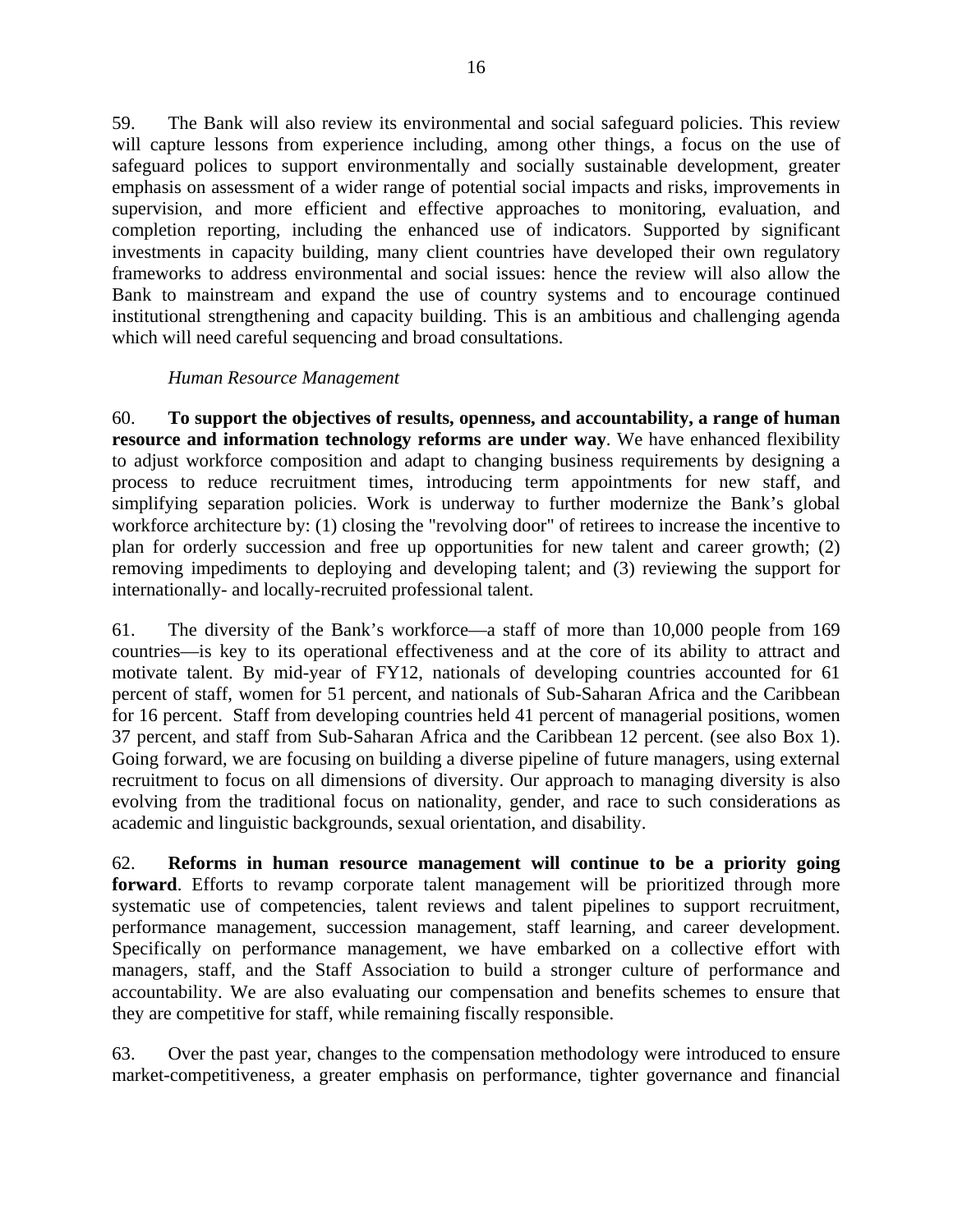59. The Bank will also review its environmental and social safeguard policies. This review will capture lessons from experience including, among other things, a focus on the use of safeguard polices to support environmentally and socially sustainable development, greater emphasis on assessment of a wider range of potential social impacts and risks, improvements in supervision, and more efficient and effective approaches to monitoring, evaluation, and completion reporting, including the enhanced use of indicators. Supported by significant investments in capacity building, many client countries have developed their own regulatory frameworks to address environmental and social issues: hence the review will also allow the Bank to mainstream and expand the use of country systems and to encourage continued institutional strengthening and capacity building. This is an ambitious and challenging agenda which will need careful sequencing and broad consultations.

*Human Resource Management*

60. **To support the objectives of results, openness, and accountability, a range of human resource and information technology reforms are under way**. We have enhanced flexibility to adjust workforce composition and adapt to changing business requirements by designing a process to reduce recruitment times, introducing term appointments for new staff, and simplifying separation policies. Work is underway to further modernize the Bank's global workforce architecture by: (1) closing the "revolving door" of retirees to increase the incentive to plan for orderly succession and free up opportunities for new talent and career growth; (2) removing impediments to deploying and developing talent; and (3) reviewing the support for internationally- and locally-recruited professional talent.

61. The diversity of the Bank's workforce—a staff of more than 10,000 people from 169 countries—is key to its operational effectiveness and at the core of its ability to attract and motivate talent. By mid-year of FY12, nationals of developing countries accounted for 61 percent of staff, women for 51 percent, and nationals of Sub-Saharan Africa and the Caribbean for 16 percent. Staff from developing countries held 41 percent of managerial positions, women 37 percent, and staff from Sub-Saharan Africa and the Caribbean 12 percent. (see also Box 1). Going forward, we are focusing on building a diverse pipeline of future managers, using external recruitment to focus on all dimensions of diversity. Our approach to managing diversity is also evolving from the traditional focus on nationality, gender, and race to such considerations as academic and linguistic backgrounds, sexual orientation, and disability.

62. **Reforms in human resource management will continue to be a priority going forward**. Efforts to revamp corporate talent management will be prioritized through more systematic use of competencies, talent reviews and talent pipelines to support recruitment, performance management, succession management, staff learning, and career development. Specifically on performance management, we have embarked on a collective effort with managers, staff, and the Staff Association to build a stronger culture of performance and accountability. We are also evaluating our compensation and benefits schemes to ensure that they are competitive for staff, while remaining fiscally responsible.

63. Over the past year, changes to the compensation methodology were introduced to ensure market-competitiveness, a greater emphasis on performance, tighter governance and financial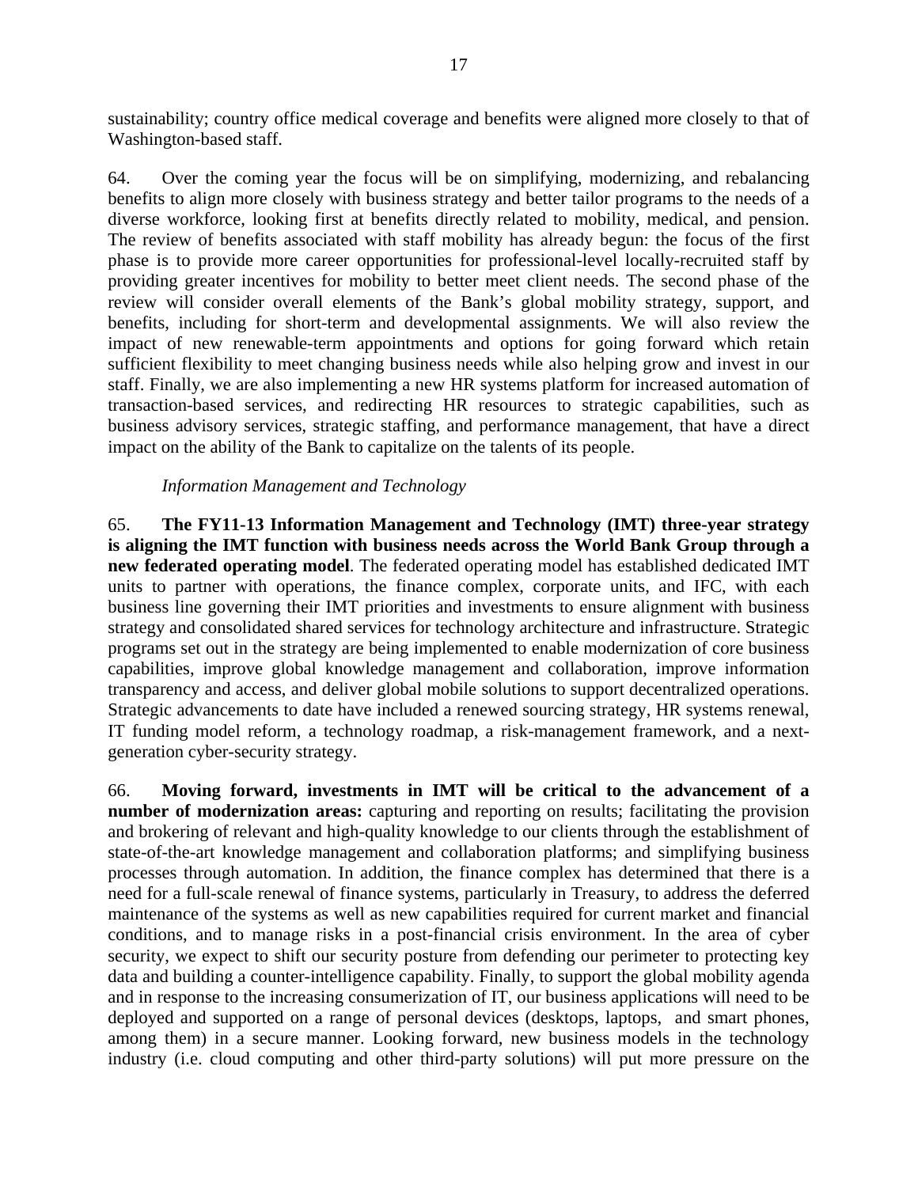sustainability; country office medical coverage and benefits were aligned more closely to that of Washington-based staff.

64. Over the coming year the focus will be on simplifying, modernizing, and rebalancing benefits to align more closely with business strategy and better tailor programs to the needs of a diverse workforce, looking first at benefits directly related to mobility, medical, and pension. The review of benefits associated with staff mobility has already begun: the focus of the first phase is to provide more career opportunities for professional-level locally-recruited staff by providing greater incentives for mobility to better meet client needs. The second phase of the review will consider overall elements of the Bank's global mobility strategy, support, and benefits, including for short-term and developmental assignments. We will also review the impact of new renewable-term appointments and options for going forward which retain sufficient flexibility to meet changing business needs while also helping grow and invest in our staff. Finally, we are also implementing a new HR systems platform for increased automation of transaction-based services, and redirecting HR resources to strategic capabilities, such as business advisory services, strategic staffing, and performance management, that have a direct impact on the ability of the Bank to capitalize on the talents of its people.

*Information Management and Technology*

65. **The FY11-13 Information Management and Technology (IMT) three-year strategy is aligning the IMT function with business needs across the World Bank Group through a new federated operating model**. The federated operating model has established dedicated IMT units to partner with operations, the finance complex, corporate units, and IFC, with each business line governing their IMT priorities and investments to ensure alignment with business strategy and consolidated shared services for technology architecture and infrastructure. Strategic programs set out in the strategy are being implemented to enable modernization of core business capabilities, improve global knowledge management and collaboration, improve information transparency and access, and deliver global mobile solutions to support decentralized operations. Strategic advancements to date have included a renewed sourcing strategy, HR systems renewal, IT funding model reform, a technology roadmap, a risk-management framework, and a next-generation cyber-security strategy.

66. **Moving forward, investments in IMT will be critical to the advancement of a number of modernization areas:** capturing and reporting on results; facilitating the provision and brokering of relevant and high-quality knowledge to our clients through the establishment of state-of-the-art knowledge management and collaboration platforms; and simplifying business processes through automation. In addition, the finance complex has determined that there is a need for a full-scale renewal of finance systems, particularly in Treasury, to address the deferred maintenance of the systems as well as new capabilities required for current market and financial conditions, and to manage risks in a post-financial crisis environment. In the area of cyber security, we expect to shift our security posture from defending our perimeter to protecting key data and building a counter-intelligence capability. Finally, to support the global mobility agenda and in response to the increasing consumerization of IT, our business applications will need to be deployed and supported on a range of personal devices (desktops, laptops, and smart phones, among them) in a secure manner. Looking forward, new business models in the technology industry (i.e. cloud computing and other third-party solutions) will put more pressure on the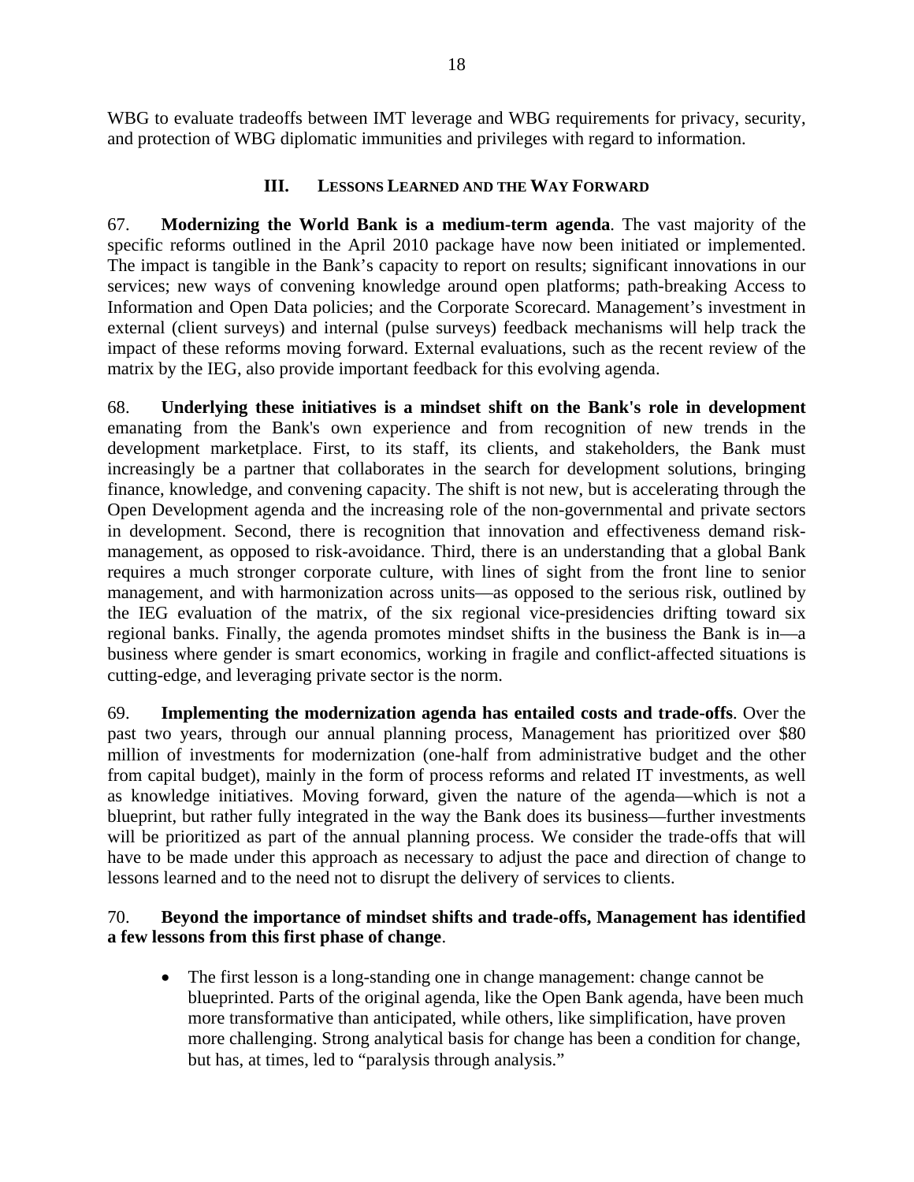WBG to evaluate tradeoffs between IMT leverage and WBG requirements for privacy, security, and protection of WBG diplomatic immunities and privileges with regard to information.

## III. LESSONS LEARNED AND THE WAY FORWARD

67. **Modernizing the World Bank is a medium-term agenda**. The vast majority of the specific reforms outlined in the April 2010 package have now been initiated or implemented. The impact is tangible in the Bank's capacity to report on results; significant innovations in our services; new ways of convening knowledge around open platforms; path-breaking Access to Information and Open Data policies; and the Corporate Scorecard. Management's investment in external (client surveys) and internal (pulse surveys) feedback mechanisms will help track the impact of these reforms moving forward. External evaluations, such as the recent review of the matrix by the IEG, also provide important feedback for this evolving agenda.

68. **Underlying these initiatives is a mindset shift on the Bank's role in development** emanating from the Bank's own experience and from recognition of new trends in the development marketplace. First, to its staff, its clients, and stakeholders, the Bank must increasingly be a partner that collaborates in the search for development solutions, bringing finance, knowledge, and convening capacity. The shift is not new, but is accelerating through the Open Development agenda and the increasing role of the non-governmental and private sectors in development. Second, there is recognition that innovation and effectiveness demand risk-management, as opposed to risk-avoidance. Third, there is an understanding that a global Bank requires a much stronger corporate culture, with lines of sight from the front line to senior management, and with harmonization across units—as opposed to the serious risk, outlined by the IEG evaluation of the matrix, of the six regional vice-presidencies drifting toward six regional banks. Finally, the agenda promotes mindset shifts in the business the Bank is in—a business where gender is smart economics, working in fragile and conflict-affected situations is cutting-edge, and leveraging private sector is the norm.

69. **Implementing the modernization agenda has entailed costs and trade-offs**. Over the past two years, through our annual planning process, Management has prioritized over $80 million of investments for modernization (one-half from administrative budget and the other from capital budget), mainly in the form of process reforms and related IT investments, as well as knowledge initiatives. Moving forward, given the nature of the agenda—which is not a blueprint, but rather fully integrated in the way the Bank does its business—further investments will be prioritized as part of the annual planning process. We consider the trade-offs that will have to be made under this approach as necessary to adjust the pace and direction of change to lessons learned and to the need not to disrupt the delivery of services to clients.

70. **Beyond the importance of mindset shifts and trade-offs, Management has identified a few lessons from this first phase of change**.

- The first lesson is a long-standing one in change management: change cannot be blueprinted. Parts of the original agenda, like the Open Bank agenda, have been much more transformative than anticipated, while others, like simplification, have proven more challenging. Strong analytical basis for change has been a condition for change, but has, at times, led to "paralysis through analysis."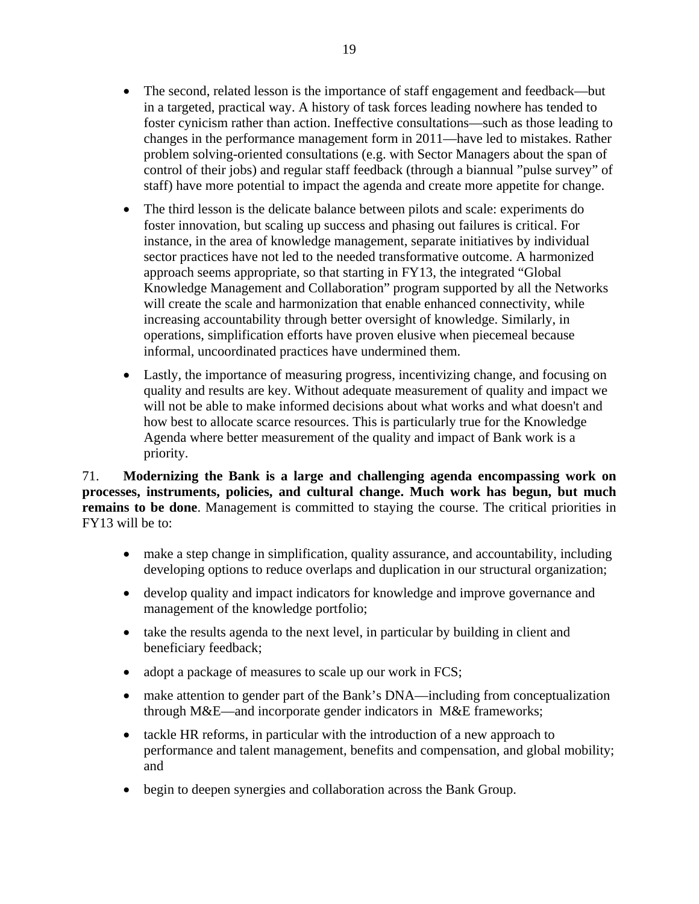- The second, related lesson is the importance of staff engagement and feedback—but in a targeted, practical way. A history of task forces leading nowhere has tended to foster cynicism rather than action. Ineffective consultations—such as those leading to changes in the performance management form in 2011—have led to mistakes. Rather problem solving-oriented consultations (e.g. with Sector Managers about the span of control of their jobs) and regular staff feedback (through a biannual "pulse survey" of staff) have more potential to impact the agenda and create more appetite for change.

- The third lesson is the delicate balance between pilots and scale: experiments do foster innovation, but scaling up success and phasing out failures is critical. For instance, in the area of knowledge management, separate initiatives by individual sector practices have not led to the needed transformative outcome. A harmonized approach seems appropriate, so that starting in FY13, the integrated "Global Knowledge Management and Collaboration" program supported by all the Networks will create the scale and harmonization that enable enhanced connectivity, while increasing accountability through better oversight of knowledge. Similarly, in operations, simplification efforts have proven elusive when piecemeal because informal, uncoordinated practices have undermined them.

- Lastly, the importance of measuring progress, incentivizing change, and focusing on quality and results are key. Without adequate measurement of quality and impact we will not be able to make informed decisions about what works and what doesn't and how best to allocate scarce resources. This is particularly true for the Knowledge Agenda where better measurement of the quality and impact of Bank work is a priority.

71. **Modernizing the Bank is a large and challenging agenda encompassing work on processes, instruments, policies, and cultural change. Much work has begun, but much remains to be done**. Management is committed to staying the course. The critical priorities in FY13 will be to:

- make a step change in simplification, quality assurance, and accountability, including developing options to reduce overlaps and duplication in our structural organization;

- develop quality and impact indicators for knowledge and improve governance and management of the knowledge portfolio;

- take the results agenda to the next level, in particular by building in client and beneficiary feedback;

- adopt a package of measures to scale up our work in FCS;

- make attention to gender part of the Bank's DNA—including from conceptualization through M&E—and incorporate gender indicators in M&E frameworks;

- tackle HR reforms, in particular with the introduction of a new approach to performance and talent management, benefits and compensation, and global mobility; and

- begin to deepen synergies and collaboration across the Bank Group.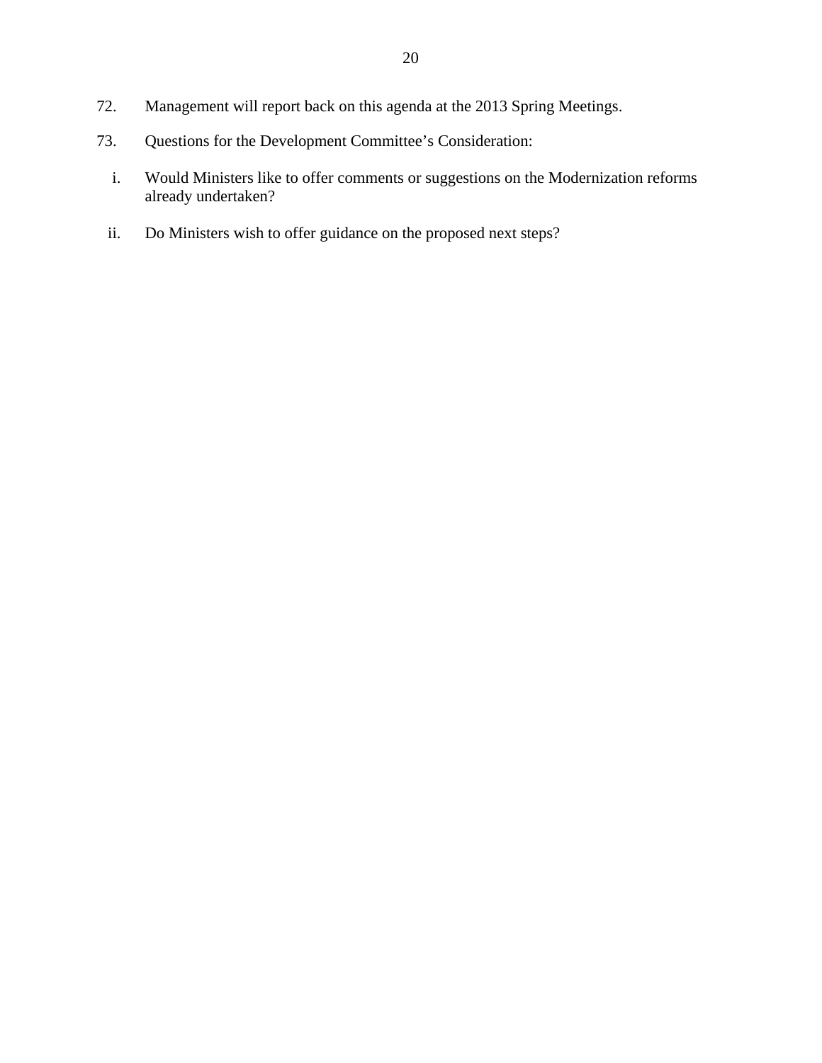72. Management will report back on this agenda at the 2013 Spring Meetings.

73. Questions for the Development Committee's Consideration:

   i. Would Ministers like to offer comments or suggestions on the Modernization reforms already undertaken?

   ii. Do Ministers wish to offer guidance on the proposed next steps?